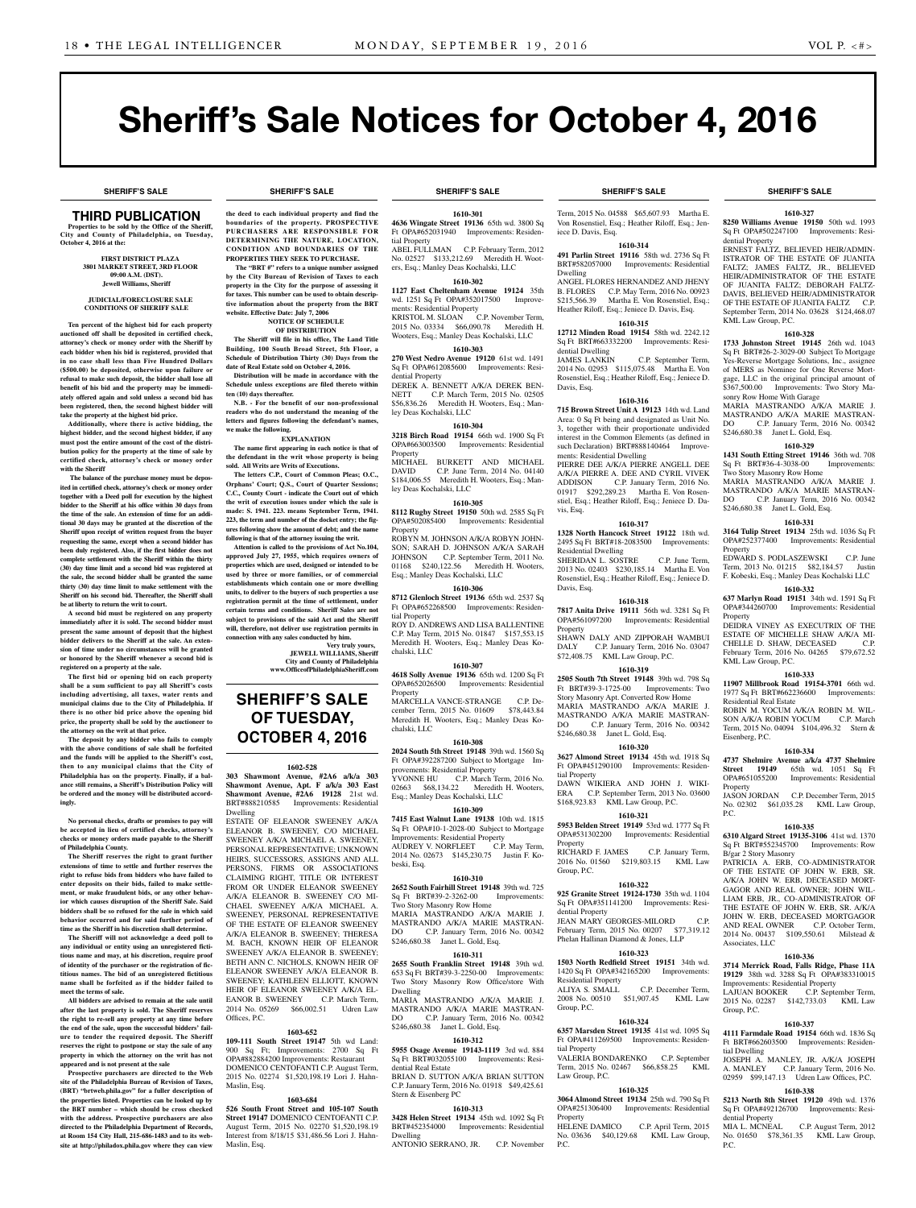# Sheriff's Sale Notices for October 4, 2016

SHERIFF'S SALE

## THIRD PUBLICATION

**Properties to be sold by the Office of the Sheriff, City and County of Philadelphia, on Tuesday, October 4, 2016 at the:**

**FIRST DISTRICT PLAZA**
**3801 MARKET STREET, 3RD FLOOR**
**09:00 A.M. (DST).**
**Jewell Williams, Sheriff**

**JUDICIAL/FORECLOSURE SALE CONDITIONS OF SHERIFF SALE**

**Ten percent of the highest bid for each property auctioned off shall be deposited in certified check, attorney's check or money order with the Sheriff by each bidder when his bid is registered, provided that in no case shall less than Five Hundred Dollars ($500.00) be deposited, otherwise upon failure or refusal to make such deposit, the bidder shall lose all benefit of his bid and the property may be immediately offered again and sold unless a second bid has been registered, then, the second highest bidder will take the property at the highest bid price.**

**Additionally, where there is active bidding, the highest bidder, and the second highest bidder, if any must post the entire amount of the cost of the distribution policy for the property at the time of sale by certified check, attorney's check or money order with the Sheriff**

**The balance of the purchase money must be deposited in certified check, attorney's check or money order together with a Deed poll for execution by the highest bidder to the Sheriff at his office within 30 days from the time of the sale. An extension of time for an additional 30 days may be granted at the discretion of the Sheriff upon receipt of written request from the buyer requesting the same, except when a second bidder has been duly registered. Also, if the first bidder does not complete settlement with the Sheriff within the thirty (30) day time limit and a second bid was registered at the sale, the second bidder shall be granted the same thirty (30) day time limit to make settlement with the Sheriff on his second bid. Thereafter, the Sheriff shall be at liberty to return the writ to court.**

**A second bid must be registered on any property immediately after it is sold. The second bidder must present the same amount of deposit that the highest bidder delivers to the Sheriff at the sale. An extension of time under no circumstances will be granted or honored by the Sheriff whenever a second bid is registered on a property at the sale.**

**The first bid or opening bid on each property shall be a sum sufficient to pay all Sheriff's costs including advertising, all taxes, water rents and municipal claims due to the City of Philadelphia. If there is no other bid price above the opening bid price, the property shall be sold by the auctioneer to the attorney on the writ at that price.**

**The deposit by any bidder who fails to comply with the above conditions of sale shall be forfeited and the funds will be applied to the Sheriff's cost, then to any municipal claims that the City of Philadelphia has on the property. Finally, if a balance still remains, a Sheriff's Distribution Policy will be ordered and the money will be distributed accordingly.**

**No personal checks, drafts or promises to pay will be accepted in lieu of certified checks, attorney's checks or money orders made payable to the Sheriff of Philadelphia County.**

**The Sheriff reserves the right to grant further extensions of time to settle and further reserves the right to refuse bids from bidders who have failed to enter deposits on their bids, failed to make settlement, or make fraudulent bids, or any other behavior which causes disruption of the Sheriff Sale. Said bidders shall be so refused for the sale in which said behavior occurred and for said further period of time as the Sheriff in his discretion shall determine.**

**The Sheriff will not acknowledge a deed poll to any individual or entity using an unregistered fictitious name and may, at his discretion, require proof of identity of the purchaser or the registration of fictitious names. The bid of an unregistered fictitious name shall be forfeited as if the bidder failed to meet the terms of sale.**

**All bidders are advised to remain at the sale until after the last property is sold. The Sheriff reserves the right to re-sell any property at any time before the end of the sale, upon the successful bidders' failure to tender the required deposit. The Sheriff reserves the right to postpone or stay the sale of any property in which the attorney on the writ has not appeared and is not present at the sale**

**Prospective purchasers are directed to the Web site of the Philadelphia Bureau of Revision of Taxes, (BRT) "brtweb.phila.gov" for a fuller description of the properties listed. Properties can be looked up by the BRT number – which should be cross checked with the address. Prospective purchasers are also directed to the Philadelphia Department of Records, at Room 154 City Hall, 215-686-1483 and to its website at http://philadox.phila.gov where they can view the deed to each individual property and find the boundaries of the property. PROSPECTIVE PURCHASERS ARE RESPONSIBLE FOR DETERMINING THE NATURE, LOCATION, CONDITION AND BOUNDARIES OF THE PROPERTIES THEY SEEK TO PURCHASE.**

**The "BRT #" refers to a unique number assigned by the City Bureau of Revision of Taxes to each property in the City for the purpose of assessing it for taxes. This number can be used to obtain descriptive information about the property from the BRT website. Effective Date: July 7, 2006**

**NOTICE OF SCHEDULE OF DISTRIBUTION**

**The Sheriff will file in his office, The Land Title Building, 100 South Broad Street, 5th Floor, a Schedule of Distribution Thirty (30) Days from the date of Real Estate sold on October 4, 2016.**

**Distribution will be made in accordance with the Schedule unless exceptions are filed thereto within ten (10) days thereafter.**

**N.B. - For the benefit of our non-professional readers who do not understand the meaning of the letters and figures following the defendant's names, we make the following.**

**EXPLANATION**

**The name first appearing in each notice is that of the defendant in the writ whose property is being sold. All Writs are Writs of Executions.**

**The letters C.P., Court of Common Pleas; O.C., Orphans' Court; Q.S., Court of Quarter Sessions; C.C., County Court - indicate the Court out of which the writ of execution issues under which the sale is made: S. 1941. 223. means September Term, 1941. 223, the term and number of the docket entry; the figures following show the amount of debt; and the name following is that of the attorney issuing the writ.**

**Attention is called to the provisions of Act No.104, approved July 27, 1955, which requires owners of properties which are used, designed or intended to be used by three or more families, or of commercial establishments which contain one or more dwelling units, to deliver to the buyers of such properties a use registration permit at the time of settlement, under certain terms and conditions. Sheriff Sales are not subject to provisions of the said Act and the Sheriff will, therefore, not deliver use registration permits in connection with any sales conducted by him.**

**Very truly yours,**
**JEWELL WILLIAMS, Sheriff**
**City and County of Philadelphia**
**www.OfficeofPhiladelphiaSheriff.com**

## SHERIFF'S SALE OF TUESDAY, OCTOBER 4, 2016

**1602-528**

**303 Shawmont Avenue, #2A6 a/k/a 303 Shawmont Avenue, Apt. F a/k/a 303 East Shawmont Avenue, #2A6 19128** 21st wd. BRT#888210585 Improvements: Residential Dwelling
ESTATE OF ELEANOR SWEENEY A/K/A ELEANOR B. SWEENEY, C/O MICHAEL SWEENEY A/K/A MICHAEL A. SWEENEY, PERSONAL REPRESENTATIVE; UNKNOWN HEIRS, SUCCESSORS, ASSIGNS AND ALL PERSONS, FIRMS OR ASSOCIATIONS CLAIMING RIGHT, TITLE OR INTEREST FROM OR UNDER ELEANOR SWEENEY A/K/A ELEANOR B. SWEENEY C/O MICHAEL SWEENEY A/K/A MICHAEL A. SWEENEY, PERSONAL REPRESENTATIVE OF THE ESTATE OF ELEANOR SWEENEY A/K/A ELEANOR B. SWEENEY; THERESA M. BACH, KNOWN HEIR OF ELEANOR SWEENEY A/K/A ELEANOR B. SWEENEY; BETH ANN C. NICHOLS, KNOWN HEIR OF ELEANOR SWEENEY A/K/A ELEANOR B. SWEENEY; KATHLEEN ELLIOTT, KNOWN HEIR OF ELEANOR SWEENEY A/K/A ELEANOR B. SWEENEY C.P. March Term, 2014 No. 05269 $66,002.51 Udren Law Offices, P.C.

**1603-652**

**109-111 South Street 19147** 5th wd. Land: 900 Sq Ft; Improvements: 2700 Sq Ft OPA#882884200 Improvements: Restaurant
DOMENICO CENTOFANTI C.P. August Term, 2015 No. 02274 $1,520,198.19 Lori J. Hahn-Maslin, Esq.

**1603-684**

**526 South Front Street and 105-107 South Street 19147** DOMENICO CENTOFANTI C.P. August Term, 2015 No. 02270 $1,520,198.19 Interest from 8/18/15 $31,486.56 Lori J. Hahn-Maslin, Esq.

**1610-301**

**4636 Wingate Street 19136** 65th wd. 3800 Sq Ft OPA#652031940 Improvements: Residential Property
ABEL FULLMAN C.P. February Term, 2012 No. 02527 $133,212.69 Meredith H. Wooters, Esq.; Manley Deas Kochalski, LLC

**1610-302**

**1127 East Cheltenham Avenue 19124** 35th wd. 1251 Sq Ft OPA#352017500 Improvements: Residential Property
KRISTOL M. SLOAN C.P. November Term, 2015 No. 03334 $66,090.78 Meredith H. Wooters, Esq.; Manley Deas Kochalski, LLC

**1610-303**

**270 West Nedro Avenue 19120** 61st wd. 1491 Sq Ft OPA#612085600 Improvements: Residential Property
DEREK A. BENNETT A/K/A DEREK BENNETT C.P. March Term, 2015 No. 02505 $56,836.26 Meredith H. Wooters, Esq.; Manley Deas Kochalski, LLC

**1610-304**

**3218 Birch Road 19154** 66th wd. 1900 Sq Ft OPA#663003500 Improvements: Residential Property
MICHAEL BURKETT AND MICHAEL DAVID C.P. June Term, 2014 No. 04140 $184,006.55 Meredith H. Wooters, Esq.; Manley Deas Kochalski LLC

**1610-305**

**8112 Rugby Street 19150** 50th wd. 2585 Sq Ft OPA#502085400 Improvements: Residential Property
ROBYN M. JOHNSON A/K/A ROBYN JOHNSON; SARAH D. JOHNSON A/K/A SARAH JOHNSON C.P. September Term, 2011 No. 01168 $240,122.56 Meredith H. Wooters, Esq.; Manley Deas Kochalski LLC

**1610-306**

**8712 Glenloch Street 19136** 65th wd. 2537 Sq Ft OPA#652268500 Improvements: Residential Property
ROY D. ANDREWS AND LISA BALLENTINE C.P. May Term, 2015 No. 01847 $157,553.15 Meredith H. Wooters, Esq.; Manley Deas Kochalski, LLC

**1610-307**

**4618 Solly Avenue 19136** 65th wd. 1200 Sq Ft OPA#652026500 Improvements: Residential Property
MARCELLA VANCE-STRANGE C.P. December Term, 2015 No. 01609 $78,443.84 Meredith H. Wooters, Esq.; Manley Deas Kochalski, LLC

**1610-308**

**2024 South 5th Street 19148** 39th wd. 1560 Sq Ft OPA#392287200 Subject to Mortgage Improvements: Residential Property
YVONNE HU C.P. March Term, 2016 No. 02663 $68,134.22 Meredith H. Wooters, Esq.; Manley Deas Kochalski, LLC

**1610-309**

**7415 East Walnut Lane 19138** 10th wd. 1815 Sq Ft OPA#10-1-2028-00 Subject to Mortgage Improvements: Residential Property
AUDREY V. NORFLEET C.P. May Term, 2014 No. 02673 $145,230.75 Justin F. Kobeski, Esq.

**1610-310**

**2652 South Fairhill Street 19148** 39th wd. 725 Sq Ft BRT#39-2-3262-00 Improvements: Two Story Masonry Row Home
MARIA MASTRANDO A/K/A MARIE J. MASTRANDO A/K/A MARIE MASTRANDO C.P. January Term, 2016 No. 00342 $246,680.38 Janet L. Gold, Esq.

**1610-311**

**2655 South Franklin Street 19148** 39th wd. 653 Sq Ft BRT#39-3-2250-00 Improvements: Two Story Masonry Row Office/store With Dwelling
MARIA MASTRANDO A/K/A MARIE J. MASTRANDO A/K/A MARIE MASTRANDO C.P. January Term, 2016 No. 00342 $246,680.38 Janet L. Gold, Esq.

**1610-312**

**5955 Osage Avenue 19143-1119** 3rd wd. 884 Sq Ft BRT#032055100 Improvements: Residential Real Estate
BRIAN D. SUTTON A/K/A BRIAN SUTTON C.P. January Term, 2016 No. 01918 $49,425.61 Stern & Eisenberg PC

**1610-313**

**3428 Helen Street 19134** 45th wd. 1092 Sq Ft BRT#452354000 Improvements: Residential Dwelling
ANTONIO SERRANO, JR. C.P. November Term, 2015 No. 04588 $65,607.93 Martha E. Von Rosenstiel, Esq.; Heather Riloff, Esq.; Jeniece D. Davis, Esq.

**1610-314**

**491 Parlin Street 19116** 58th wd. 2736 Sq Ft BRT#582057000 Improvements: Residential Dwelling
ANGEL FLORES HERNANDEZ AND JHENY B. FLORES C.P. May Term, 2016 No. 00923 $215,566.39 Martha E. Von Rosenstiel, Esq.; Heather Riloff, Esq.; Jeniece D. Davis, Esq.

**1610-315**

**12712 Minden Road 19154** 58th wd. 2242.12 Sq Ft BRT#663332200 Improvements: Residential Dwelling
JAMES LANKIN C.P. September Term, 2014 No. 02953 $115,075.48 Martha E. Von Rosenstiel, Esq.; Heather Riloff, Esq.; Jeniece D. Davis, Esq.

**1610-316**

**715 Brown Street Unit A 19123** 14th wd. Land Area: 0 Sq Ft being and designated as Unit No. 3, together with their proportionate undivided interest in the Common Elements (as defined in such Declaration) BRT#888140464 Improvements: Residential Dwelling
PIERRE DEE A/K/A PIERRE ANGELL DEE A/K/A PIERRE A. DEE AND CYRIL VIVEK ADDISON C.P. January Term, 2016 No. 01917 $292,289.23 Martha E. Von Rosenstiel, Esq.; Heather Riloff, Esq.; Jeniece D. Davis, Esq.

**1610-317**

**1328 North Hancock Street 19122** 18th wd. 2495 Sq Ft BRT#18-2083500 Improvements: Residential Dwelling
SHERIDAN L. SOSTRE C.P. June Term, 2013 No. 02403 $230,185.14 Martha E. Von Rosenstiel, Esq.; Heather Riloff, Esq.; Jeniece D. Davis, Esq.

**1610-318**

**7817 Anita Drive 19111** 56th wd. 3281 Sq Ft OPA#561097200 Improvements: Residential Property
SHAWN DALY AND ZIPPORAH WAMBUI DALY C.P. January Term, 2016 No. 03047 $72,408.75 KML Law Group, P.C.

**1610-319**

**2505 South 7th Street 19148** 39th wd. 798 Sq Ft BRT#39-3-1725-00 Improvements: Two Story Masonry Apt. Converted Row Home
MARIA MASTRANDO A/K/A MARIE J. MASTRANDO A/K/A MARIE MASTRANDO C.P. January Term, 2016 No. 00342 $246,680.38 Janet L. Gold, Esq.

**1610-320**

**3627 Almond Street 19134** 45th wd. 1918 Sq Ft OPA#451290100 Improvements: Residential Property
DAWN WIKIERA AND JOHN J. WIKIERA C.P. September Term, 2013 No. 03600 $168,923.83 KML Law Group, P.C.

**1610-321**

**5953 Belden Street 19149** 53rd wd. 1777 Sq Ft OPA#531302200 Improvements: Residential Property
RICHARD F. JAMES C.P. January Term, 2016 No. 01560 $219,803.15 KML Law Group, P.C.

**1610-322**

**925 Granite Street 19124-1730** 35th wd. 1104 Sq Ft OPA#351141200 Improvements: Residential Property
JEAN MARY GEORGES-MILORD C.P. February Term, 2015 No. 00207 $77,319.12 Phelan Hallinan Diamond & Jones, LLP

**1610-323**

**1503 North Redfield Street 19151** 34th wd. 1420 Sq Ft OPA#342165200 Improvements: Residential Property
ALIYA S. SMALL C.P. December Term, 2008 No. 00510 $51,907.45 KML Law Group, P.C.

**1610-324**

**6357 Marsden Street 19135** 41st wd. 1095 Sq Ft OPA#411269500 Improvements: Residential Property
VALERIA BONDARENKO C.P. September Term, 2015 No. 02467 $66,858.25 KML Law Group, P.C.

**1610-325**

**3064 Almond Street 19134** 25th wd. 790 Sq Ft OPA#251306400 Improvements: Residential Property
HELENE DAMICO C.P. April Term, 2015 No. 03636 $40,129.68 KML Law Group, P.C.

**1610-327**

**8250 Williams Avenue 19150** 50th wd. 1993 Sq Ft OPA#502247100 Improvements: Residential Property
ERNEST FALTZ, BELIEVED HEIR/ADMINISTRATOR OF THE ESTATE OF JUANITA FALTZ; JAMES FALTZ, JR., BELIEVED HEIR/ADMINISTRATOR OF THE ESTATE OF JUANITA FALTZ; DEBORAH FALTZ-DAVIS, BELIEVED HEIR/ADMINISTRATOR OF THE ESTATE OF JUANITA FALTZ C.P. September Term, 2014 No. 03628 $124,468.07 KML Law Group, P.C.

**1610-328**

**1733 Johnston Street 19145** 26th wd. 1043 Sq Ft BRT#26-2-3029-00 Subject To Mortgage Yes-Reverse Mortgage Solutions, Inc., assignee of MERS as Nominee for One Reverse Mortgage, LLC in the original principal amount of $367,500.00 Improvements: Two Story Masonry Row Home With Garage
MARIA MASTRANDO A/K/A MARIE J. MASTRANDO A/K/A MARIE MASTRANDO C.P. January Term, 2016 No. 00342 $246,680.38 Janet L. Gold, Esq.

**1610-329**

**1431 South Etting Street 19146** 36th wd. 708 Sq Ft BRT#36-4-3038-00 Improvements: Two Story Masonry Row Home
MARIA MASTRANDO A/K/A MARIE J. MASTRANDO A/K/A MARIE MASTRANDO C.P. January Term, 2016 No. 00342 $246,680.38 Janet L. Gold, Esq.

**1610-331**

**3164 Tulip Street 19134** 25th wd. 1036 Sq Ft OPA#252377400 Improvements: Residential Property
EDWARD S. PODLASZEWSKI C.P. June Term, 2013 No. 01215 $82,184.57 Justin F. Kobeski, Esq.; Manley Deas Kochalski LLC

**1610-332**

**637 Marlyn Road 19151** 34th wd. 1591 Sq Ft OPA#344260700 Improvements: Residential Property
DEIDRA VINEY AS EXECUTRIX OF THE ESTATE OF MICHELLE SHAW A/K/A MICHELLE D. SHAW, DECEASED C.P. February Term, 2016 No. 04265 $79,672.52 KML Law Group, P.C.

**1610-333**

**11907 Millbrook Road 19154-3701** 66th wd. 1977 Sq Ft BRT#662236600 Improvements: Residential Real Estate
ROBIN M. YOCUM A/K/A ROBIN M. WILSON A/K/A ROBIN YOCUM C.P. March Term, 2015 No. 04094 $104,496.32 Stern & Eisenberg, P.C.

**1610-334**

**4737 Shelmire Avenue a/k/a 4737 Shelmire Street 19149** 65th wd. 1051 Sq Ft OPA#651055200 Improvements: Residential Property
JASON JORDAN C.P. December Term, 2015 No. 02302 $61,035.28 KML Law Group, P.C.

**1610-335**

**6310 Algard Street 19135-3106** 41st wd. 1370 Sq Ft BRT#552345700 Improvements: Row B/gar 2 Story Masonry
PATRICIA A. ERB, CO-ADMINISTRATOR OF THE ESTATE OF JOHN W. ERB, SR. A/K/A JOHN W. ERB, DECEASED MORTGAGOR AND REAL OWNER; JOHN WILLIAM ERB, JR., CO-ADMINISTRATOR OF THE ESTATE OF JOHN W. ERB, SR. A/K/A JOHN W. ERB, DECEASED MORTGAGOR AND REAL OWNER C.P. October Term, 2014 No. 00437 $109,550.61 Milstead & Associates, LLC

**1610-336**

**3714 Merrick Road, Falls Ridge, Phase 11A 19129** 38th wd. 3288 Sq Ft OPA#383310015 Improvements: Residential Property
LAJUAN BOOKER C.P. September Term, 2015 No. 02287 $142,733.03 KML Law Group, P.C.

**1610-337**

**4111 Farmdale Road 19154** 66th wd. 1836 Sq Ft BRT#662603500 Improvements: Residential Dwelling
JOSEPH A. MANLEY, JR. A/K/A JOSEPH A. MANLEY C.P. January Term, 2016 No. 02959 $99,147.13 Udren Law Offices, P.C.

**1610-338**

**5213 North 8th Street 19120** 49th wd. 1376 Sq Ft OPA#492126700 Improvements: Residential Property
MIA L. MCNEAL C.P. August Term, 2012 No. 01650 $78,361.35 KML Law Group, P.C.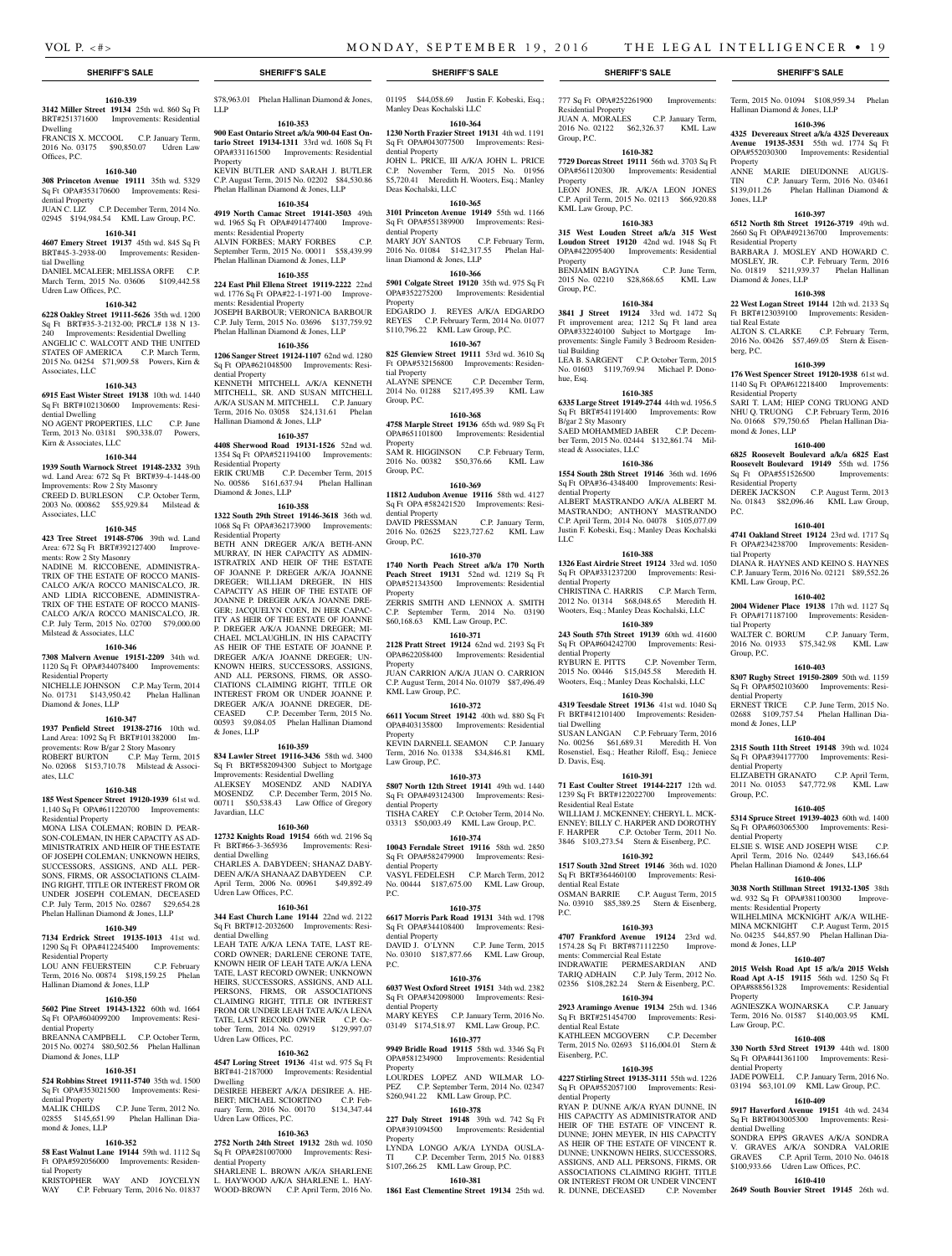**1610-339**
**3142 Miller Street 19134** 25th wd. 860 Sq Ft BRT#251371600 Improvements: Residential Dwelling
FRANCIS X. MCCOOL C.P. January Term, 2016 No. 03175 $90,850.07 Udren Law Offices, P.C.

**1610-340**
**308 Princeton Avenue 19111** 35th wd. 5329 Sq Ft OPA#353170600 Improvements: Residential Property
JUAN C. LIZ C.P. December Term, 2014 No. 02945 $194,984.54 KML Law Group, P.C.

**1610-341**
**4607 Emery Street 19137** 45th wd. 845 Sq Ft BRT#45-3-2938-00 Improvements: Residential Dwelling
DANIEL MCALEER; MELISSA ORFE C.P. March Term, 2015 No. 03606 $109,442.58 Udren Law Offices, P.C.

**1610-342**
**6228 Oakley Street 19111-5626** 35th wd. 1200 Sq Ft BRT#35-3-2132-00; PRCL# 138 N 13-240 Improvements: Residential Dwelling
ANGELIC C. WALCOTT AND THE UNITED STATES OF AMERICA C.P. March Term, 2015 No. 04254 $71,909.58 Powers, Kirn & Associates, LLC

**1610-343**
**6915 East Wister Street 19138** 10th wd. 1440 Sq Ft BRT#102130600 Improvements: Residential Dwelling
NO AGENT PROPERTIES, LLC C.P. June Term, 2013 No. 03181 $90,338.07 Powers, Kirn & Associates, LLC

**1610-344**
**1939 South Warnock Street 19148-2332** 39th wd. Land Area: 672 Sq Ft BRT#39-4-1448-00 Improvements: Row 2 Sty Masonry
CREED D. BURLESON C.P. October Term, 2003 No. 000862 $55,929.84 Milstead & Associates, LLC

**1610-345**
**423 Tree Street 19148-5706** 39th wd. Land Area: 672 Sq Ft BRT#392127400 Improvements: Row 2 Sty Masonry
NADINE M. RICCOBENE, ADMINISTRATRIX OF THE ESTATE OF ROCCO MANISCALCO A/K/A ROCCO MANISCALCO, JR. AND LIDIA RICCOBENE, ADMINISTRATRIX OF THE ESTATE OF ROCCO MANISCALCO A/K/A ROCCO MANISCALCO, JR. C.P. July Term, 2015 No. 02700 $79,000.00 Milstead & Associates, LLC

**1610-346**
**7308 Malvern Avenue 19151-2209** 34th wd. 1120 Sq Ft OPA#344078400 Improvements: Residential Property
NICHELLE JOHNSON C.P. May Term, 2014 No. 01731 $143,950.42 Phelan Hallinan Diamond & Jones, LLP

**1610-347**
**1937 Penfield Street 19138-2716** 10th wd. Land Area: 1092 Sq Ft BRT#101382000 Improvements: Row B/gar 2 Story Masonry
ROBERT BURTON C.P. May Term, 2015 No. 02068 $153,710.78 Milstead & Associates, LLC

**1610-348**
**185 West Spencer Street 19120-1939** 61st wd. 1,140 Sq Ft OPA#611220700 Improvements: Residential Property
MONA LISA COLEMAN; ROBIN D. PEARSON-COLEMAN, IN HER CAPACITY AS ADMINISTRATRIX AND HEIR OF THE ESTATE OF JOSEPH COLEMAN; UNKNOWN HEIRS, SUCCESSORS, ASSIGNS, AND ALL PERSONS, FIRMS, OR ASSOCIATIONS CLAIMING RIGHT, TITLE OR INTEREST FROM OR UNDER JOSEPH COLEMAN, DECEASED C.P. July Term, 2015 No. 02867 $29,654.28 Phelan Hallinan Diamond & Jones, LLP

**1610-349**
**7134 Erdrick Street 19135-1013** 41st wd. 1290 Sq Ft OPA#412245400 Improvements: Residential Property
LOU ANN FEUERSTEIN C.P. February Term, 2016 No. 00874 $198,159.25 Phelan Hallinan Diamond & Jones, LLP

**1610-350**
**5602 Pine Street 19143-1322** 60th wd. 1664 Sq Ft OPA#604099200 Improvements: Residential Property
BREANNA CAMPBELL C.P. October Term, 2015 No. 00274 $80,502.56 Phelan Hallinan Diamond & Jones, LLP

**1610-351**
**524 Robbins Street 19111-5740** 35th wd. 1500 Sq Ft OPA#353021500 Improvements: Residential Property
MALIK CHILDS C.P. June Term, 2012 No. 02855 $145,651.99 Phelan Hallinan Diamond & Jones, LLP

**1610-352**
**58 East Walnut Lane 19144** 59th wd. 1112 Sq Ft OPA#592056000 Improvements: Residential Property
KRISTOPHER WAY AND JOYCELYN WAY C.P. February Term, 2016 No. 01837 $78,963.01 Phelan Hallinan Diamond & Jones, LLP

**1610-353**
**900 East Ontario Street a/k/a 900-04 East Ontario Street 19134-1311** 33rd wd. 1608 Sq Ft OPA#331161500 Improvements: Residential Property
KEVIN BUTLER AND SARAH J. BUTLER C.P. August Term, 2015 No. 02202 $84,530.86 Phelan Hallinan Diamond & Jones, LLP

**1610-354**
**4919 North Camac Street 19141-3503** 49th wd. 1965 Sq Ft OPA#491477400 Improvements: Residential Property
ALVIN FORBES; MARY FORBES C.P. September Term, 2015 No. 00011 $58,439.99 Phelan Hallinan Diamond & Jones, LLP

**1610-355**
**224 East Phil Ellena Street 19119-2222** 22nd wd. 1776 Sq Ft OPA#22-1-1971-00 Improvements: Residential Property
JOSEPH BARBOUR; VERONICA BARBOUR C.P. July Term, 2015 No. 03696 $137,759.92 Phelan Hallinan Diamond & Jones, LLP

**1610-356**
**1206 Sanger Street 19124-1107** 62nd wd. 1280 Sq Ft OPA#621048500 Improvements: Residential Property
KENNETH MITCHELL A/K/A KENNETH MITCHELL, SR. AND SUSAN MITCHELL A/K/A SUSAN M. MITCHELL C.P. January Term, 2016 No. 03058 $24,131.61 Phelan Hallinan Diamond & Jones, LLP

**1610-357**
**4408 Sherwood Road 19131-1526** 52nd wd. 1354 Sq Ft OPA#521194100 Improvements: Residential Property
ERIK CRUMB C.P. December Term, 2015 No. 00586 $161,637.94 Phelan Hallinan Diamond & Jones, LLP

**1610-358**
**1322 South 29th Street 19146-3618** 36th wd. 1068 Sq Ft OPA#362173900 Improvements: Residential Property
BETH ANN DREGER A/K/A BETH-ANN MURRAY, IN HER CAPACITY AS ADMINISTRATRIX AND HEIR OF THE ESTATE OF JOANNE P. DREGER A/K/A JOANNE DREGER; WILLIAM DREGER, IN HIS CAPACITY AS HEIR OF THE ESTATE OF JOANNE P. DREGER A/K/A JOANNE DREGER; JACQUELYN COEN, IN HER CAPACITY AS HEIR OF THE ESTATE OF JOANNE P. DREGER A/K/A JOANNE DREGER; MICHAEL MCLAUGHLIN, IN HIS CAPACITY AS HEIR OF THE ESTATE OF JOANNE P. DREGER A/K/A JOANNE DREGER; UNKNOWN HEIRS, SUCCESSORS, ASSIGNS, AND ALL PERSONS, FIRMS, OR ASSOCIATIONS CLAIMING RIGHT, TITLE OR INTEREST FROM OR UNDER JOANNE P. DREGER A/K/A JOANNE DREGER, DECEASED C.P. December Term, 2015 No. 00593 $9,084.05 Phelan Hallinan Diamond & Jones, LLP

**1610-359**
**834 Lawler Street 19116-3436** 58th wd. 3400 Sq Ft BRT#582094300 Subject to Mortgage Improvements: Residential Dwelling
ALEKSEY MOSENDZ AND NADIYA MOSENDZ C.P. December Term, 2015 No. 00711 $50,538.43 Law Office of Gregory Javardian, LLC

**1610-360**
**12732 Knights Road 19154** 66th wd. 2196 Sq Ft BRT#66-3-365936 Improvements: Residential Dwelling
CHARLES A. DABYDEEN; SHANAZ DABYDEEN A/K/A SHANAAZ DABYDEEN C.P. April Term, 2006 No. 00961 $49,892.49 Udren Law Offices, P.C.

**1610-361**
**344 East Church Lane 19144** 22nd wd. 2122 Sq Ft BRT#12-2032600 Improvements: Residential Dwelling
LEAH TATE A/K/A LENA TATE, LAST RECORD OWNER; DARLENE CERONE TATE, KNOWN HEIR OF LEAH TATE A/K/A LENA TATE, LAST RECORD OWNER; UNKNOWN HEIRS, SUCCESSORS, ASSIGNS, AND ALL PERSONS, FIRMS, OR ASSOCIATIONS CLAIMING RIGHT, TITLE OR INTEREST FROM OR UNDER LEAH TATE A/K/A LENA TATE, LAST RECORD OWNER C.P. October Term, 2014 No. 02919 $129,997.07 Udren Law Offices, P.C.

**1610-362**
**4547 Loring Street 19136** 41st wd. 975 Sq Ft BRT#41-2187000 Improvements: Residential Dwelling
DESIREE HEBERT A/K/A DESIREE A. HEBERT; MICHAEL SCIORTINO C.P. February Term, 2016 No. 00170 $134,347.44 Udren Law Offices, P.C.

**1610-363**
**2752 North 24th Street 19132** 28th wd. 1050 Sq Ft OPA#281007000 Improvements: Residential Property
SHARLENE L. BROWN A/K/A SHARLENE L. HAYWOOD A/K/A SHARLENE L. HAYWOOD-BROWN C.P. April Term, 2016 No. 01195 $44,058.69 Justin F. Kobeski, Esq.; Manley Deas Kochalski LLC

**1610-364**
**1230 North Frazier Street 19131** 4th wd. 1191 Sq Ft OPA#043077500 Improvements: Residential Property
JOHN L. PRICE, III A/K/A JOHN L. PRICE C.P. November Term, 2015 No. 01956 $5,720.41 Meredith H. Wooters, Esq.; Manley Deas Kochalski, LLC

**1610-365**
**3101 Princeton Avenue 19149** 55th wd. 1166 Sq Ft OPA#551389900 Improvements: Residential Property
MARY JOY SANTOS C.P. February Term, 2016 No. 01084 $142,317.55 Phelan Hallinan Diamond & Jones, LLP

**1610-366**
**5901 Colgate Street 19120** 35th wd. 975 Sq Ft OPA#352275200 Improvements: Residential Property
EDGARDO J. REYES A/K/A EDGARDO REYES C.P. February Term, 2014 No. 01077 $110,796.22 KML Law Group, P.C.

**1610-367**
**825 Glenview Street 19111** 53rd wd. 3610 Sq Ft OPA#532156800 Improvements: Residential Property
ALAYNE SPENCE C.P. December Term, 2014 No. 01288 $217,495.39 KML Law Group, P.C.

**1610-368**
**4758 Marple Street 19136** 65th wd. 989 Sq Ft OPA#651101800 Improvements: Residential Property
SAM R. HIGGINSON C.P. February Term, 2016 No. 00382 $50,376.66 KML Law Group, P.C.

**1610-369**
**11812 Audubon Avenue 19116** 58th wd. 4127 Sq Ft OPA#582421520 Improvements: Residential Property
DAVID PRESSMAN C.P. January Term, 2016 No. 02625 $223,727.62 KML Law Group, P.C.

**1610-370**
**1740 North Peach Street a/k/a 170 North Peach Street 19131** 52nd wd. 1219 Sq Ft OPA#521343500 Improvements: Residential Property
ZERRIS SMITH AND LENNOX A. SMITH C.P. September Term, 2014 No. 03190 $60,168.63 KML Law Group, P.C.

**1610-371**
**2128 Pratt Street 19124** 62nd wd. 2193 Sq Ft OPA#622058400 Improvements: Residential Property
JUAN CARRION A/K/A JUAN O. CARRION C.P. August Term, 2014 No. 01079 $87,496.49 KML Law Group, P.C.

**1610-372**
**6611 Yocum Street 19142** 40th wd. 880 Sq Ft OPA#403135800 Improvements: Residential Property
KEVIN DARNELL SEAMON C.P. January Term, 2016 No. 01338 $34,846.81 KML Law Group, P.C.

**1610-373**
**5807 North 12th Street 19141** 49th wd. 1440 Sq Ft OPA#493124300 Improvements: Residential Property
TISHA CAREY C.P. October Term, 2014 No. 03313 $50,003.49 KML Law Group, P.C.

**1610-374**
**10043 Ferndale Street 19116** 58th wd. 2850 Sq Ft OPA#582479900 Improvements: Residential Property
VASYL FEDELESH C.P. March Term, 2012 No. 00444 $187,675.00 KML Law Group, P.C.

**1610-375**
**6617 Morris Park Road 19131** 34th wd. 1798 Sq Ft OPA#344108400 Improvements: Residential Property
DAVID J. O'LYNN C.P. June Term, 2015 No. 03010 $187,877.66 KML Law Group, P.C.

**1610-376**
**6037 West Oxford Street 19151** 34th wd. 2382 Sq Ft OPA#342098000 Improvements: Residential Property
MARY KEYES C.P. January Term, 2016 No. 03149 $174,518.97 KML Law Group, P.C.

**1610-377**
**9949 Bridle Road 19115** 58th wd. 3346 Sq Ft OPA#581234900 Improvements: Residential Property
LOURDES LOPEZ AND WILMAR LOPEZ C.P. September Term, 2014 No. 02347 $260,941.22 KML Law Group, P.C.

**1610-378**
**227 Daly Street 19148** 39th wd. 742 Sq Ft OPA#391094500 Improvements: Residential Property
LYNDA LONGO A/K/A LYNDA OUSLATI C.P. December Term, 2015 No. 01883 $107,266.25 KML Law Group, P.C.

**1610-381**
**1861 East Clementine Street 19134** 25th wd. 777 Sq Ft OPA#252261900 Improvements: Residential Property
JUAN A. MORALES C.P. January Term, 2016 No. 02122 $62,326.37 KML Law Group, P.C.

**1610-382**
**7729 Dorcas Street 19111** 56th wd. 3703 Sq Ft OPA#561120300 Improvements: Residential Property
LEON JONES, JR. A/K/A LEON JONES C.P. April Term, 2015 No. 02113 $66,920.88 KML Law Group, P.C.

**1610-383**
**315 West Louden Street a/k/a 315 West Loudon Street 19120** 42nd wd. 1948 Sq Ft OPA#422095400 Improvements: Residential Property
BENJAMIN BAGYINA C.P. June Term, 2015 No. 02210 $28,868.65 KML Law Group, P.C.

**1610-384**
**3841 J Street 19124** 33rd wd. 1472 Sq Ft improvement area; 1212 Sq Ft land area OPA#332240100 Subject to Mortgage Improvements: Single Family 3 Bedroom Residential Building
LEA B. SARGENT C.P. October Term, 2015 No. 01603 $119,769.94 Michael P. Donohue, Esq.

**1610-385**
**6335 Large Street 19149-2744** 44th wd. 1956.5 Ft BRT#541191400 Improvements: Row B/gar 2 Sty Masonry
SAED MOHAMMED JABER C.P. December Term, 2015 No. 02444 $132,861.74 Milstead & Associates, LLC

**1610-386**
**1554 South 28th Street 19146** 36th wd. 1696 Sq Ft OPA#36-4348400 Improvements: Residential Property
ALBERT MASTRANDO A/K/A ALBERT M. MASTRANDO; ANTHONY MASTRANDO C.P. April Term, 2014 No. 04078 $105,077.09 Justin F. Kobeski, Esq.; Manley Deas Kochalski LLC

**1610-388**
**1326 East Airdrie Street 19124** 33rd wd. 1050 Sq Ft OPA#331237200 Improvements: Residential Property
CHRISTINA C. HARRIS C.P. March Term, 2012 No. 01314 $68,048.65 Meredith H. Wooters, Esq.; Manley Deas Kochalski, LLC

**1610-389**
**243 South 57th Street 19139** 60th wd. 41600 Sq Ft OPA#604242700 Improvements: Residential Property
RYBURN E. PITTS C.P. November Term, 2015 No. 00446 $15,045.58 Meredith H. Wooters, Esq.; Manley Deas Kochalski, LLC

**1610-390**
**4319 Teesdale Street 19136** 41st wd. 1040 Sq Ft BRT#412101400 Improvements: Residential Dwelling
SUSAN LANGAN C.P. February Term, 2016 No. 00256 $61,689.31 Meredith H. Von Rosenstiel, Esq.; Heather Riloff, Esq.; Jeniece D. Davis, Esq.

**1610-391**
**71 East Coulter Street 19144-2217** 12th wd. 1239 Sq Ft BRT#122022700 Improvements: Residential Real Estate
WILLIAM J. MCKENNEY; CHERYL L. MCKENNEY; BILLY C. HARPER AND DOROTHY F. HARPER C.P. October Term, 2011 No. 3846 $103,273.54 Stern & Eisenberg, P.C.

**1610-392**
**1517 South 32nd Street 19146** 36th wd. 1020 Sq Ft BRT#364460100 Improvements: Residential Real Estate
OSMAN BARRIE C.P. August Term, 2015 No. 03910 $85,389.25 Stern & Eisenberg, P.C.

**1610-393**
**4707 Frankford Avenue 19124** 23rd wd. 1574.28 Sq Ft BRT#871112250 Improvements: Commercial Real Estate
INDRAWATIE PERMESARDIAN AND TARIQ ADHAIN C.P. July Term, 2012 No. 02356 $108,282.24 Stern & Eisenberg, P.C.

**1610-394**
**2923 Aramingo Avenue 19134** 25th wd. 1346 Sq Ft BRT#251454700 Improvements: Residential Real Estate
KATHLEEN MCGOVERN C.P. December Term, 2015 No. 02693 $116,004.01 Stern & Eisenberg, P.C.

**1610-395**
**4227 Stirling Street 19135-3111** 55th wd. 1226 Sq Ft OPA#552057100 Improvements: Residential Property
RYAN P. DUNNE A/K/A RYAN DUNNE, IN HIS CAPACITY AS ADMINISTRATOR AND HEIR OF THE ESTATE OF VINCENT R. DUNNE; JOHN MEYER, IN HIS CAPACITY AS HEIR OF THE ESTATE OF VINCENT R. DUNNE; UNKNOWN HEIRS, SUCCESSORS, ASSIGNS, AND ALL PERSONS, FIRMS, OR ASSOCIATIONS CLAIMING RIGHT, TITLE OR INTEREST FROM OR UNDER VINCENT R. DUNNE, DECEASED C.P. November Term, 2015 No. 01094 $108,959.34 Phelan Hallinan Diamond & Jones, LLP

**1610-396**
**4325 Devereaux Street a/k/a 4325 Devereaux Avenue 19135-3531** 55th wd. 1774 Sq Ft OPA#552030300 Improvements: Residential Property
ANNE MARIE DIEUDONNE AUGUSTIN C.P. January Term, 2016 No. 03461 $139,011.26 Phelan Hallinan Diamond & Jones, LLP

**1610-397**
**6512 North 8th Street 19126-3719** 49th wd. 2660 Sq Ft OPA#492136700 Improvements: Residential Property
BARBARA J. MOSLEY AND HOWARD C. MOSLEY, JR. C.P. February Term, 2016 No. 01819 $211,939.37 Phelan Hallinan Diamond & Jones, LLP

**1610-398**
**22 West Logan Street 19144** 12th wd. 2133 Sq Ft BRT#123039100 Improvements: Residential Real Estate
ALTON S. CLARKE C.P. February Term, 2016 No. 00426 $57,469.05 Stern & Eisenberg, P.C.

**1610-399**
**176 West Spencer Street 19120-1938** 61st wd. 1140 Sq Ft OPA#612218400 Improvements: Residential Property
SARI T. LAM; HIEP CONG TRUONG AND NHU Q. TRUONG C.P. February Term, 2016 No. 01668 $79,750.65 Phelan Hallinan Diamond & Jones, LLP

**1610-400**
**6825 Roosevelt Boulevard a/k/a 6825 East Roosevelt Boulevard 19149** 55th wd. 1756 Sq Ft OPA#551526500 Improvements: Residential Property
DEREK JACKSON C.P. August Term, 2013 No. 01843 $82,096.46 KML Law Group, P.C.

**1610-401**
**4741 Oakland Street 19124** 23rd wd. 1717 Sq Ft OPA#234238700 Improvements: Residential Property
DIANA R. HAYNES AND KEINO S. HAYNES C.P. January Term, 2016 No. 02121 $89,552.26 KML Law Group, P.C.

**1610-402**
**2004 Widener Place 19138** 17th wd. 1127 Sq Ft OPA#171187100 Improvements: Residential Property
WALTER C. BORUM C.P. January Term, 2016 No. 01933 $75,342.98 KML Law Group, P.C.

**1610-403**
**8307 Rugby Street 19150-2809** 50th wd. 1159 Sq Ft OPA#502103600 Improvements: Residential Property
ERNEST TRICE C.P. June Term, 2015 No. 02688 $109,757.54 Phelan Hallinan Diamond & Jones, LLP

**1610-404**
**2315 South 11th Street 19148** 39th wd. 1024 Sq Ft OPA#394177700 Improvements: Residential Property
ELIZABETH GRANATO C.P. April Term, 2011 No. 01053 $47,772.98 KML Law Group, P.C.

**1610-405**
**5314 Spruce Street 19139-4023** 60th wd. 1400 Sq Ft OPA#603065300 Improvements: Residential Property
ELSIE S. WISE AND JOSEPH WISE C.P. April Term, 2016 No. 02449 $43,166.64 Phelan Hallinan Diamond & Jones, LLP

**1610-406**
**3038 North Stillman Street 19132-1305** 38th wd. 932 Sq Ft OPA#381100300 Improvements: Residential Property
WILHELMINA MCKNIGHT A/K/A WILHEMINA MCKNIGHT C.P. August Term, 2015 No. 04235 $44,857.90 Phelan Hallinan Diamond & Jones, LLP

**1610-407**
**2015 Welsh Road Apt 15 a/k/a 2015 Welsh Road Apt A-15 19115** 56th wd. 1250 Sq Ft OPA#888561328 Improvements: Residential Property
AGNIESZKA WOJNARSKA C.P. January Term, 2016 No. 01587 $140,003.95 KML Law Group, P.C.

**1610-408**
**330 North 53rd Street 19139** 44th wd. 1800 Sq Ft OPA#441361100 Improvements: Residential Property
JADE POWELL C.P. January Term, 2016 No. 03194 $63,101.09 KML Law Group, P.C.

**1610-409**
**5917 Haverford Avenue 19151** 4th wd. 2434 Sq Ft BRT#043005300 Improvements: Residential Dwelling
SONDRA EPPS GRAVES A/K/A SONDRA V. GRAVES A/K/A SONDRA VALORIE GRAVES C.P. April Term, 2010 No. 04618 $100,933.66 Udren Law Offices, P.C.

**1610-410**
**2649 South Bouvier Street 19145** 26th wd.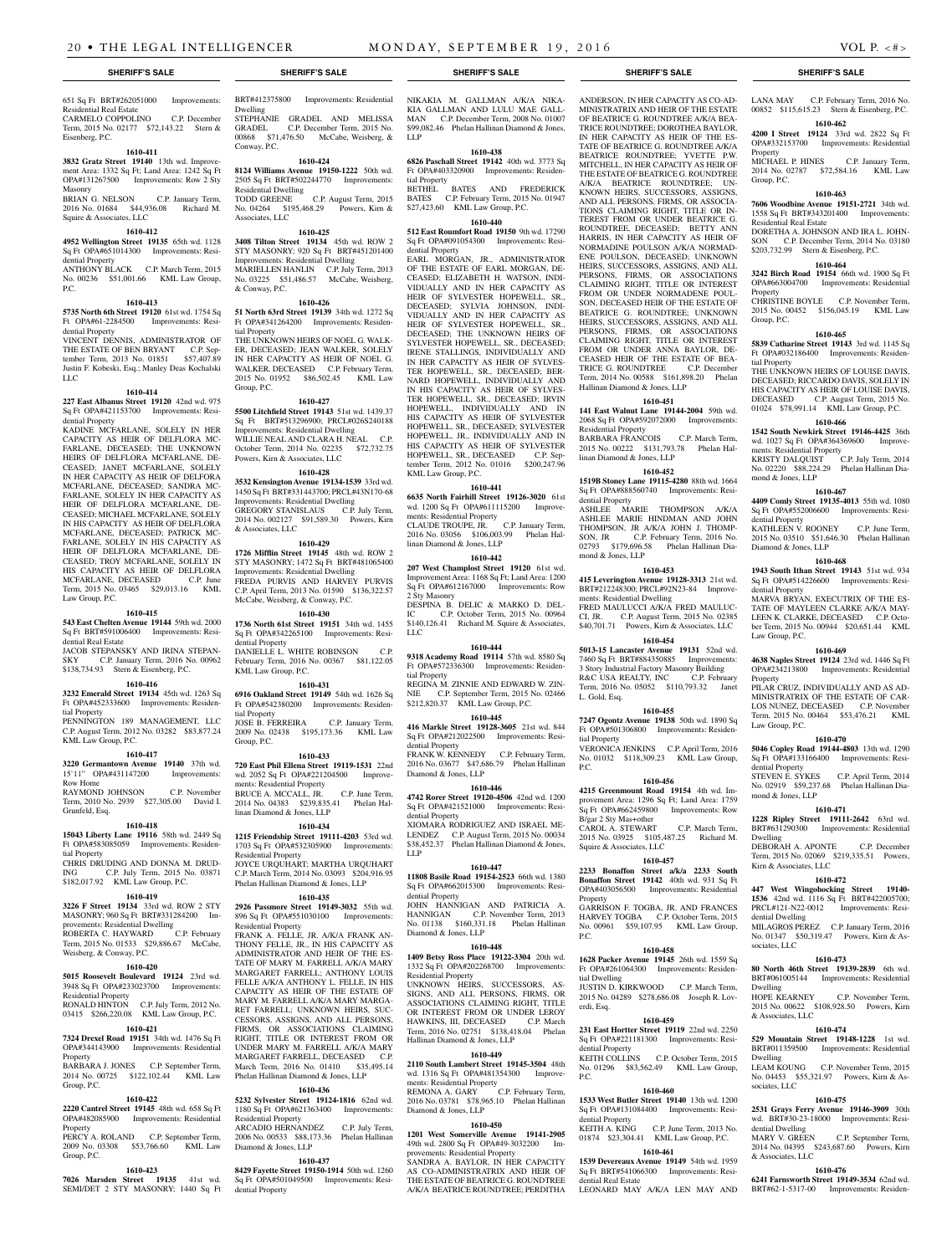651 Sq Ft BRT#262051000 Improvements: Residential Real Estate
CARMELO COPPOLINO C.P. December Term, 2015 No. 02177 $72,143.22 Stern & Eisenberg, P.C.

**1610-411**

**3832 Gratz Street 19140** 13th wd. Improvement Area: 1332 Sq Ft; Land Area: 1242 Sq Ft OPA#131267500 Improvements: Row 2 Sty Masonry
BRIAN G. NELSON C.P. January Term, 2016 No. 01684 $44,936.08 Richard M. Squire & Associates, LLC

**1610-412**

**4952 Wellington Street 19135** 65th wd. 1128 Sq Ft OPA#651014300 Improvements: Residential Property
ANTHONY BLACK C.P. March Term, 2015 No. 00236 $51,001.66 KML Law Group, P.C.

**1610-413**

**5735 North 6th Street 19120** 61st wd. 1754 Sq Ft OPA#61-2284500 Improvements: Residential Property
VINCENT DENNIS, ADMINISTRATOR OF THE ESTATE OF BEN BRYANT C.P. September Term, 2013 No. 01851 $57,407.89 Justin F. Kobeski, Esq.; Manley Deas Kochalski LLC

**1610-414**

**227 East Albanus Street 19120** 42nd wd. 975 Sq Ft OPA#421153700 Improvements: Residential Property
KADINE MCFARLANE, SOLELY IN HER CAPACITY AS HEIR OF DELFLORA MCFARLANE, DECEASED; THE UNKNOWN HEIRS OF DELFLORA MCFARLANE, DECEASED; JANET MCFARLANE, SOLELY IN HER CAPACITY AS HEIR OF DELFORA MCFARLANE, DECEASED; SANDRA MCFARLANE, SOLELY IN HER CAPACITY AS HEIR OF DELFLORA MCFARLANE, DECEASED; MICHAEL MCFARLANE, SOLELY IN HIS CAPACITY AS HEIR OF DELFLORA MCFARLANE, DECEASED; PATRICK MCFARLANE, SOLELY IN HIS CAPACITY AS HEIR OF DELFLORA MCFARLANE, DECEASED; TROY MCFARLANE, SOLELY IN HIS CAPACITY AS HEIR OF DELFLORA MCFARLANE, DECEASED C.P. June Term, 2015 No. 03465 $29,013.16 KML Law Group, P.C.

**1610-415**

**543 East Chelten Avenue 19144** 59th wd. 2000 Sq Ft BRT#591006400 Improvements: Residential Real Estate
JACOB STEPANSKY AND IRINA STEPANSKY C.P. January Term, 2016 No. 00962 $138,734.93 Stern & Eisenberg, P.C.

**1610-416**

**3232 Emerald Street 19134** 45th wd. 1263 Sq Ft OPA#452333600 Improvements: Residential Property
PENNINGTON 189 MANAGEMENT, LLC C.P. August Term, 2012 No. 03282 $83,877.24 KML Law Group, P.C.

**1610-417**

**3220 Germantown Avenue 19140** 37th wd. 15'11" OPA#431147200 Improvements: Row Home
RAYMOND JOHNSON C.P. November Term, 2010 No. 2939 $27,305.00 David I. Grunfeld, Esq.

**1610-418**

**15043 Liberty Lane 19116** 58th wd. 2449 Sq Ft OPA#583085059 Improvements: Residential Property
CHRIS DRUDING AND DONNA M. DRUDING C.P. July Term, 2015 No. 03871 $182,017.92 KML Law Group, P.C.

**1610-419**

**3226 F Street 19134** 33rd wd. ROW 2 STY MASONRY; 960 Sq Ft BRT#331284200 Improvements: Residential Dwelling
ROBERTA C. HAYWARD C.P. February Term, 2015 No. 01533 $29,886.67 McCabe, Weisberg, & Conway, P.C.

**1610-420**

**5015 Roosevelt Boulevard 19124** 23rd wd. 3948 Sq Ft OPA#233023700 Improvements: Residential Property
RONALD HINTON C.P. July Term, 2012 No. 03415 $266,220.08 KML Law Group, P.C.

**1610-421**

**7324 Drexel Road 19151** 34th wd. 1476 Sq Ft OPA#344143900 Improvements: Residential Property
BARBARA J. JONES C.P. September Term, 2014 No. 00725 $122,102.44 KML Law Group, P.C.

**1610-422**

**2220 Cantrel Street 19145** 48th wd. 658 Sq Ft OPA#482085900 Improvements: Residential Property
PERCY A. ROLAND C.P. September Term, 2009 No. 03308 $53,766.60 KML Law Group, P.C.

**1610-423**

**7026 Marsden Street 19135** 41st wd. SEMI/DET 2 STY MASONRY; 1440 Sq Ft BRT#412375800 Improvements: Residential Dwelling
STEPHANIE GRADEL AND MELISSA GRADEL C.P. December Term, 2015 No. 00868 $71,476.50 McCabe, Weisberg, & Conway, P.C.

**1610-424**

**8124 Williams Avenue 19150-1222** 50th wd. 2505 Sq Ft BRT#502244770 Improvements: Residential Dwelling
TODD GREENE C.P. August Term, 2015 No. 04264 $195,468.29 Powers, Kirn & Associates, LLC

**1610-425**

**3408 Tilton Street 19134** 45th wd. ROW 2 STY MASONRY; 920 Sq Ft BRT#451201400 Improvements: Residential Dwelling
MARIELLEN HANLIN C.P. July Term, 2013 No. 03225 $51,486.57 McCabe, Weisberg, & Conway, P.C.

**1610-426**

**51 North 63rd Street 19139** 34th wd. 1272 Sq Ft OPA#341264200 Improvements: Residential Property
THE UNKNOWN HEIRS OF NOEL G. WALKER, DECEASED; JEAN WALKER, SOLELY IN HER CAPACITY AS HEIR OF NOEL G. WALKER, DECEASED C.P. February Term, 2015 No. 01952 $86,502.45 KML Law Group, P.C.

**1610-427**

**5500 Litchfield Street 19143** 51st wd. 1439.37 Sq Ft BRT#513296900; PRCL#026S240188 Improvements: Residential Dwelling
WILLIE NEAL AND CLARA H. NEAL C.P. October Term, 2014 No. 02235 $72,732.75 Powers, Kirn & Associates, LLC

**1610-428**

**3532 Kensington Avenue 19134-1539** 33rd wd. 1450 Sq Ft BRT#331443700; PRCL#43N170-68 Improvements: Residential Dwelling
GREGORY STANISLAUS C.P. July Term, 2014 No. 002127 $91,589.30 Powers, Kirn & Associates, LLC

**1610-429**

**1726 Mifflin Street 19145** 48th wd. ROW 2 STY MASONRY; 1472 Sq Ft BRT#481065400 Improvements: Residential Dwelling
FREDA PURVIS AND HARVEY PURVIS C.P. April Term, 2013 No. 01590 $136,322.57 McCabe, Weisberg, & Conway, P.C.

**1610-430**

**1736 North 61st Street 19151** 34th wd. 1455 Sq Ft OPA#342265100 Improvements: Residential Property
DANIELLE L. WHITE ROBINSON C.P. February Term, 2016 No. 00367 $81,122.05 KML Law Group, P.C.

**1610-431**

**6916 Oakland Street 19149** 54th wd. 1626 Sq Ft OPA#542380200 Improvements: Residential Property
JOSE B. FERREIRA C.P. January Term, 2009 No. 02438 $195,173.36 KML Law Group, P.C.

**1610-433**

**720 East Phil Ellena Street 19119-1531** 22nd wd. 2052 Sq Ft OPA#221204500 Improvements: Residential Property
BRUCE A. MCCALL, JR. C.P. June Term, 2014 No. 04383 $239,835.41 Phelan Hallinan Diamond & Jones, LLP

**1610-434**

**1215 Friendship Street 19111-4203** 53rd wd. 1703 Sq Ft OPA#532305900 Improvements: Residential Property
JOYCE URQUHART; MARTHA URQUHART C.P. March Term, 2014 No. 03093 $204,916.95 Phelan Hallinan Diamond & Jones, LLP

**1610-435**

**2926 Passmore Street 19149-3032** 55th wd. 896 Sq Ft OPA#551030100 Improvements: Residential Property
FRANK A. FELLE, JR. A/K/A FRANK ANTHONY FELLE, JR., IN HIS CAPACITY AS ADMINISTRATOR AND HEIR OF THE ESTATE OF MARY M. FARRELL A/K/A MARY MARGARET FARRELL; ANTHONY LOUIS FELLE A/K/A ANTHONY L. FELLE, IN HIS CAPACITY AS HEIR OF THE ESTATE OF MARY M. FARRELL A/K/A MARY MARGARET FARRELL; UNKNOWN HEIRS, SUCCESSORS, ASSIGNS, AND ALL PERSONS, FIRMS, OR ASSOCIATIONS CLAIMING RIGHT, TITLE OR INTEREST FROM OR UNDER MARY M. FARRELL A/K/A MARY MARGARET FARRELL, DECEASED C.P. March Term, 2016 No. 01410 $35,495.14 Phelan Hallinan Diamond & Jones, LLP

**1610-436**

**5232 Sylvester Street 19124-1816** 62nd wd. 1180 Sq Ft OPA#621363400 Improvements: Residential Property
ARCADIO HERNANDEZ C.P. July Term, 2006 No. 00533 $88,173.36 Phelan Hallinan Diamond & Jones, LLP

**1610-437**

**8429 Fayette Street 19150-1914** 50th wd. 1260 Sq Ft OPA#501049500 Improvements: Residential Property
NIKAKIA M. GALLMAN A/K/A NIKAKIA GALLMAN AND LULU MAE GALLMAN C.P. December Term, 2008 No. 01007 $99,082.46 Phelan Hallinan Diamond & Jones, LLP

**1610-438**

**6826 Paschall Street 19142** 40th wd. 3773 Sq Ft OPA#403320900 Improvements: Residential Property
BETHEL BATES AND FREDERICK BATES C.P. February Term, 2015 No. 01947 $27,423.60 KML Law Group, P.C.

**1610-440**

**512 East Roumfort Road 19150** 9th wd. 17290 Sq Ft OPA#091054300 Improvements: Residential Property
EARL MORGAN, JR., ADMINISTRATOR OF THE ESTATE OF EARL MORGAN, DECEASED; ELIZABETH H. WATSON, INDIVIDUALLY AND IN HER CAPACITY AS HEIR OF SYLVESTER HOPEWELL, SR., DECEASED; SYLVIA JOHNSON, INDIVIDUALLY AND IN HER CAPACITY AS HEIR OF SYLVESTER HOPEWELL, SR., DECEASED; THE UNKNOWN HEIRS OF SYLVESTER HOPEWELL, SR., DECEASED; IRENE STALLINGS, INDIVIDUALLY AND IN HER CAPACITY AS HEIR OF SYLVESTER HOPEWELL, SR., DECEASED; BERNARD HOPEWELL, INDIVIDUALLY AND IN HIS CAPACITY AS HEIR OF SYLVESTER HOPEWELL, SR., DECEASED; IRVIN HOPEWELL, INDIVIDUALLY AND IN HIS CAPACITY AS HEIR OF SYLVESTER HOPEWELL, SR., DECEASED; SYLVESTER HOPEWELL, JR., INDIVIDUALLY AND IN HIS CAPACITY AS HEIR OF SYLVESTER HOPEWELL, SR., DECEASED C.P. September Term, 2012 No. 01016 $200,247.96 KML Law Group, P.C.

**1610-441**

**6635 North Fairhill Street 19126-3020** 61st wd. 1200 Sq Ft OPA#611115200 Improvements: Residential Property
CLAUDE TROUPE, JR. C.P. January Term, 2016 No. 03056 $106,003.99 Phelan Hallinan Diamond & Jones, LLP

**1610-442**

**207 West Champlost Street 19120** 61st wd. Improvement Area: 1168 Sq Ft; Land Area: 1200 Sq Ft OPA#612167000 Improvements: Row 2 Sty Masonry
DESPINA B. DELIC & MARKO D. DELIC C.P. October Term, 2015 No. 00964 $140,126.41 Richard M. Squire & Associates, LLC

**1610-444**

**9318 Academy Road 19114** 57th wd. 8580 Sq Ft OPA#572336300 Improvements: Residential Property
REGINA M. ZINNIE AND EDWARD W. ZINNIE C.P. September Term, 2015 No. 02466 $212,820.37 KML Law Group, P.C.

**1610-445**

**416 Markle Street 19128-3605** 21st wd. 844 Sq Ft OPA#212022500 Improvements: Residential Property
FRANK W. KENNEDY C.P. February Term, 2016 No. 03677 $47,686.79 Phelan Hallinan Diamond & Jones, LLP

**1610-446**

**4742 Rorer Street 19120-4506** 42nd wd. 1200 Sq Ft OPA#421521000 Improvements: Residential Property
XIOMARA RODRIGUEZ AND ISRAEL MELENDEZ C.P. August Term, 2015 No. 00034 $38,452.37 Phelan Hallinan Diamond & Jones, LLP

**1610-447**

**11808 Basile Road 19154-2523** 66th wd. 1380 Sq Ft OPA#662015300 Improvements: Residential Property
JOHN HANNIGAN AND PATRICIA A. HANNIGAN C.P. November Term, 2013 No. 01138 $160,331.18 Phelan Hallinan Diamond & Jones, LLP

**1610-448**

**1409 Betsy Ross Place 19122-3304** 20th wd. 1332 Sq Ft OPA#202268700 Improvements: Residential Property
UNKNOWN HEIRS, SUCCESSORS, ASSIGNS, AND ALL PERSONS, FIRMS, OR ASSOCIATIONS CLAIMING RIGHT, TITLE OR INTEREST FROM OR UNDER LEROY HAWKINS, III, DECEASED C.P. March Term, 2016 No. 02751 $138,418.04 Phelan Hallinan Diamond & Jones, LLP

**1610-449**

**2110 South Lambert Street 19145-3504** 48th wd. 1316 Sq Ft OPA#481354300 Improvements: Residential Property
REMONA A. GARY C.P. February Term, 2016 No. 03781 $78,965.10 Phelan Hallinan Diamond & Jones, LLP

**1610-450**

**1201 West Somerville Avenue 19141-2905** 49th wd. 2800 Sq Ft OPA#49-3032200 Improvements: Residential Property
SANDRA A. BAYLOR, IN HER CAPACITY AS CO-ADMINISTRATRIX AND HEIR OF THE ESTATE OF BEATRICE G. ROUNDTREE A/K/A BEATRICE ROUNDTREE; PERDITHA ANDERSON, IN HER CAPACITY AS CO-ADMINISTRATRIX AND HEIR OF THE ESTATE OF BEATRICE G. ROUNDTREE A/K/A BEATRICE ROUNDTREE; DOROTHEA BAYLOR, IN HER CAPACITY AS HEIR OF THE ESTATE OF BEATRICE G. ROUNDTREE A/K/A BEATRICE ROUNDTREE; YVETTE P.W. MITCHELL, IN HER CAPACITY AS HEIR OF THE ESTATE OF BEATRICE G. ROUNDTREE A/K/A BEATRICE ROUNDTREE; UNKNOWN HEIRS, SUCCESSORS, ASSIGNS, AND ALL PERSONS, FIRMS, OR ASSOCIATIONS CLAIMING RIGHT, TITLE OR INTEREST FROM OR UNDER BEATRICE G. ROUNDTREE, DECEASED; BETTY ANN HARRIS, IN HER CAPACITY AS HEIR OF NORMADINE POULSON A/K/A NORMADENE POULSON, DECEASED; UNKNOWN HEIRS, SUCCESSORS, ASSIGNS, AND ALL PERSONS, FIRMS, OR ASSOCIATIONS CLAIMING RIGHT, TITLE OR INTEREST FROM OR UNDER NORMADENE POULSON, DECEASED HEIR OF THE ESTATE OF BEATRICE G. ROUNDTREE; UNKNOWN HEIRS, SUCCESSORS, ASSIGNS, AND ALL PERSONS, FIRMS, OR ASSOCIATIONS CLAIMING RIGHT, TITLE OR INTEREST FROM OR UNDER ANNA BAYLOR, DECEASED HEIR OF THE ESTATE OF BEATRICE G. ROUNDTREE C.P. December Term, 2014 No. 00588 $161,898.20 Phelan Hallinan Diamond & Jones, LLP

**1610-451**

**141 East Walnut Lane 19144-2004** 59th wd. 2068 Sq Ft OPA#592072000 Improvements: Residential Property
BARBARA FRANCOIS C.P. March Term, 2015 No. 00222 $131,793.78 Phelan Hallinan Diamond & Jones, LLP

**1610-452**

**1519B Stoney Lane 19115-4280** 88th wd. 1664 Sq Ft OPA#888560740 Improvements: Residential Property
ASHLEE MARIE THOMPSON A/K/A ASHLEE MARIE HINDMAN AND JOHN THOMPSON, JR A/K/A JOHN J. THOMPSON, JR C.P. February Term, 2016 No. 02793 $179,696.58 Phelan Hallinan Diamond & Jones, LLP

**1610-453**

**415 Leverington Avenue 19128-3313** 21st wd. BRT#212248300; PRCL#92N23-84 Improvements: Residential Dwelling
FRED MAULUCCI A/K/A FRED MAULUCCI, JR. C.P. August Term, 2015 No. 02385 $40,701.71 Powers, Kirn & Associates, LLC

**1610-454**

**5013-15 Lancaster Avenue 19131** 52nd wd. 7460 Sq Ft BRT#884350885 Improvements: 3 Story Industrial Factory Masonry Building
R&C USA REALTY, INC C.P. February Term, 2016 No. 05052 $110,793.32 Janet L. Gold, Esq.

**1610-455**

**7247 Ogontz Avenue 19138** 50th wd. 1890 Sq Ft OPA#501306800 Improvements: Residential Property
VERONICA JENKINS C.P. April Term, 2016 No. 01032 $118,309.23 KML Law Group, P.C.

**1610-456**

**4215 Greenmount Road 19154** 4th wd. Improvement Area: 1296 Sq Ft; Land Area: 1759 Sq Ft OPA#662459800 Improvements: Row B/gar 2 Sty Mas+other
CAROL A. STEWART C.P. March Term, 2015 No. 03925 $105,487.25 Richard M. Squire & Associates, LLC

**1610-457**

**2233 Bonaffon Street a/k/a 2233 South Bonaffon Street 19142** 40th wd. 931 Sq Ft OPA#403056500 Improvements: Residential Property
GARRISON F. TOGBA, JR. AND FRANCES HARVEY TOGBA C.P. October Term, 2015 No. 00961 $59,107.95 KML Law Group, P.C.

**1610-458**

**1628 Packer Avenue 19145** 26th wd. 1559 Sq Ft OPA#261064300 Improvements: Residential Dwelling
JUSTIN D. KIRKWOOD C.P. March Term, 2015 No. 04289 $278,686.08 Joseph R. Loverdi, Esq.

**1610-459**

**231 East Hortter Street 19119** 22nd wd. 2250 Sq Ft OPA#221181300 Improvements: Residential Property
KEITH COLLINS C.P. October Term, 2015 No. 01296 $83,562.49 KML Law Group, P.C.

**1610-460**

**1533 West Butler Street 19140** 13th wd. 1200 Sq Ft OPA#131084400 Improvements: Residential Property
KEITH A. KING C.P. June Term, 2013 No. 01874 $23,304.41 KML Law Group, P.C.

**1610-461**

**1539 Devereaux Avenue 19149** 54th wd. 1959 Sq Ft BRT#541066300 Improvements: Residential Real Estate
LEONARD MAY A/K/A LEN MAY AND LANA MAY C.P. February Term, 2016 No. 00852 $115,615.23 Stern & Eisenberg, P.C.

**1610-462**

**4200 I Street 19124** 33rd wd. 2822 Sq Ft OPA#332153700 Improvements: Residential Property
MICHAEL P. HINES C.P. January Term, 2014 No. 02787 $72,584.16 KML Law Group, P.C.

**1610-463**

**7606 Woodbine Avenue 19151-2721** 34th wd. 1558 Sq Ft BRT#343201400 Improvements: Residential Real Estate
DORETHA A. JOHNSON AND IRA L. JOHNSON C.P. December Term, 2014 No. 03180 $203,732.99 Stern & Eisenberg, P.C.

**1610-464**

**3242 Birch Road 19154** 66th wd. 1900 Sq Ft OPA#663004700 Improvements: Residential Property
CHRISTINE BOYLE C.P. November Term, 2015 No. 00452 $156,045.19 KML Law Group, P.C.

**1610-465**

**5839 Catharine Street 19143** 3rd wd. 1145 Sq Ft OPA#032186400 Improvements: Residential Property
THE UNKNOWN HEIRS OF LOUISE DAVIS, DECEASED; RICCARDO DAVIS, SOLELY IN HIS CAPACITY AS HEIR OF LOUISE DAVIS, DECEASED C.P. August Term, 2015 No. 01024 $78,991.14 KML Law Group, P.C.

**1610-466**

**1542 South Newkirk Street 19146-4425** 36th wd. 1027 Sq Ft OPA#364369600 Improvements: Residential Property
KRISTY DALQUIST C.P. July Term, 2014 No. 02220 $88,224.29 Phelan Hallinan Diamond & Jones, LLP

**1610-467**

**4409 Comly Street 19135-4013** 55th wd. 1080 Sq Ft OPA#552006600 Improvements: Residential Property
KATHLEEN V. ROONEY C.P. June Term, 2015 No. 03510 $51,646.30 Phelan Hallinan Diamond & Jones, LLP

**1610-468**

**1943 South Ithan Street 19143** 51st wd. 934 Sq Ft OPA#514226600 Improvements: Residential Property
MARVA BRYAN, EXECUTRIX OF THE ESTATE OF MAYLEEN CLARKE A/K/A MAYLEEN K. CLARKE, DECEASED C.P. October Term, 2015 No. 00944 $20,651.44 KML Law Group, P.C.

**1610-469**

**4638 Naples Street 19124** 23rd wd. 1446 Sq Ft OPA#234213800 Improvements: Residential Property
PILAR CRUZ, INDIVIDUALLY AND AS ADMINISTRATRIX OF THE ESTATE OF CARLOS NUNEZ, DECEASED C.P. November Term, 2015 No. 00464 $53,476.21 KML Law Group, P.C.

**1610-470**

**5046 Copley Road 19144-4803** 13th wd. 1290 Sq Ft OPA#133166400 Improvements: Residential Property
STEVEN E. SYKES C.P. April Term, 2014 No. 02919 $59,237.68 Phelan Hallinan Diamond & Jones, LLP

**1610-471**

**1228 Ripley Street 19111-2642** 63rd wd. BRT#631290300 Improvements: Residential Dwelling
DEBORAH A. APONTE C.P. December Term, 2015 No. 02069 $219,335.51 Powers, Kirn & Associates, LLC

**1610-472**

**447 West Wingohocking Street 19140-1536** 42nd wd. 1116 Sq Ft BRT#422005700; PRCL#121-N22-0012 Improvements: Residential Dwelling
MILAGROS PEREZ C.P. January Term, 2016 No. 01347 $50,319.47 Powers, Kirn & Associates, LLC

**1610-473**

**80 North 46th Street 19139-2839** 6th wd. BRT#061005144 Improvements: Residential Dwelling
HOPE KEARNEY C.P. November Term, 2015 No. 00622 $108,928.50 Powers, Kirn & Associates, LLC

**1610-474**

**529 Mountain Street 19148-1228** 1st wd. BRT#011359500 Improvements: Residential Dwelling
LEAM KOUNG C.P. November Term, 2015 No. 04453 $55,321.97 Powers, Kirn & Associates, LLC

**1610-475**

**2531 Grays Ferry Avenue 19146-3909** 30th wd. BRT#30-23-18000 Improvements: Residential Dwelling
MARY V. GREEN C.P. September Term, 2014 No. 04395 $243,687.60 Powers, Kirn & Associates, LLC

**1610-476**

**6241 Farnsworth Street 19149-3534** 62nd wd. BRT#62-1-5317-00 Improvements: Residen-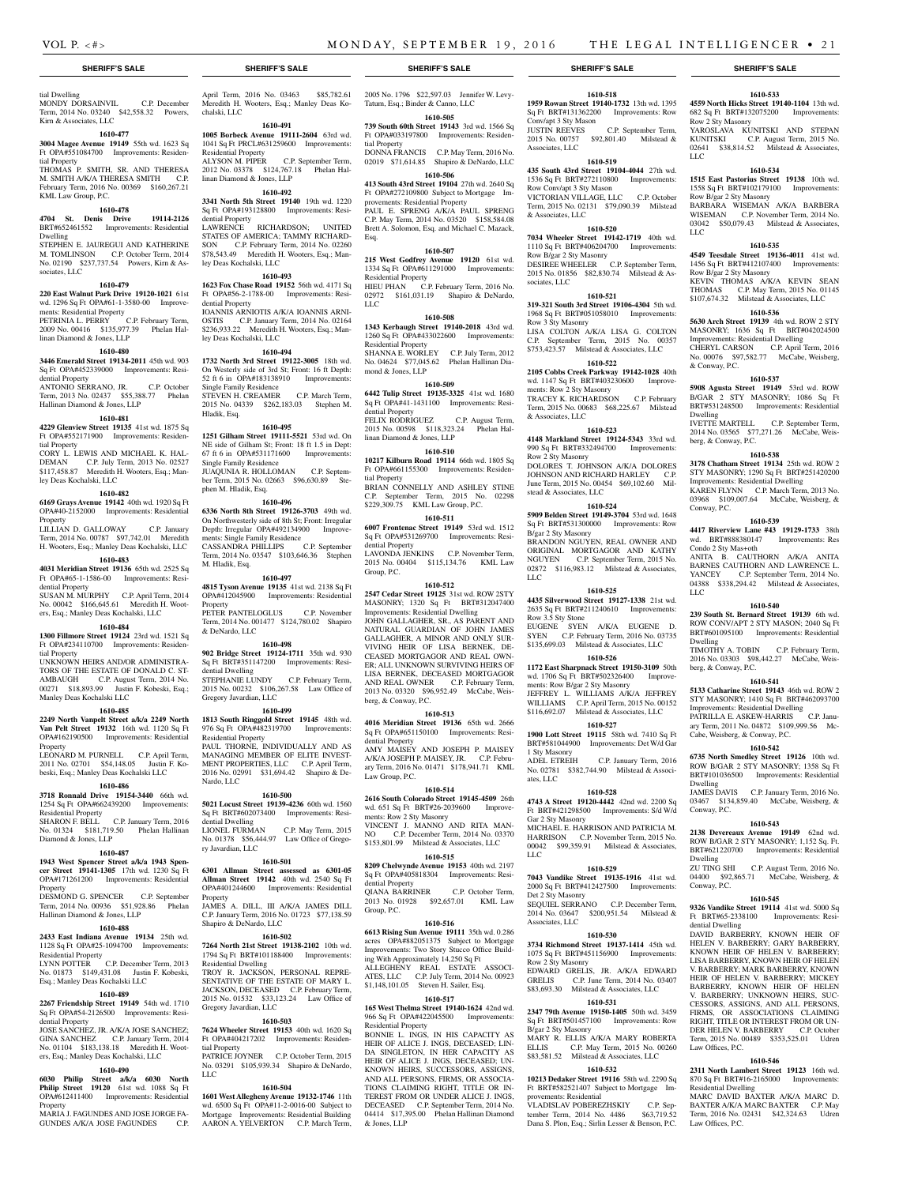tial Dwelling
MONDY DORSAINVIL C.P. December Term, 2014 No. 03240 $42,558.32 Powers, Kirn & Associates, LLC

**1610-477**
**3004 Magee Avenue 19149** 55th wd. 1623 Sq Ft OPA#551084700 Improvements: Residential Property
THOMAS P. SMITH, SR. AND THERESA M. SMITH A/K/A THERESA SMITH C.P. February Term, 2016 No. 00369 $160,267.21 KML Law Group, P.C.

**1610-478**
**4704 St. Denis Drive 19114-2126** BRT#652461552 Improvements: Residential Dwelling
STEPHEN E. JAUREGUI AND KATHERINE M. TOMLINSON C.P. October Term, 2014 No. 02190 $237,737.54 Powers, Kirn & Associates, LLC

**1610-479**
**220 East Walnut Park Drive 19120-1021** 61st wd. 1296 Sq Ft OPA#61-1-3580-00 Improvements: Residential Property
PETRONIA L. PERRY C.P. February Term, 2009 No. 00416 $135,977.39 Phelan Hallinan Diamond & Jones, LLP

**1610-480**
**3446 Emerald Street 19134-2011** 45th wd. 903 Sq Ft OPA#452339000 Improvements: Residential Property
ANTONIO SERRANO, JR. C.P. October Term, 2013 No. 02437 $55,388.77 Phelan Hallinan Diamond & Jones, LLP

**1610-481**
**4229 Glenview Street 19135** 41st wd. 1875 Sq Ft OPA#552171900 Improvements: Residential Property
CORY L. LEWIS AND MICHAEL K. HALDEMAN C.P. July Term, 2013 No. 02527 $117,458.87 Meredith H. Wooters, Esq.; Manley Deas Kochalski, LLC

**1610-482**
**6169 Grays Avenue 19142** 40th wd. 1920 Sq Ft OPA#40-2152000 Improvements: Residential Property
LILLIAN D. GALLOWAY C.P. January Term, 2014 No. 00787 $97,742.01 Meredith H. Wooters, Esq.; Manley Deas Kochalski, LLC

**1610-483**
**4031 Meridian Street 19136** 65th wd. 2525 Sq Ft OPA#65-1-1586-00 Improvements: Residential Property
SUSAN M. MURPHY C.P. April Term, 2014 No. 00042 $166,645.61 Meredith H. Wooters, Esq.; Manley Deas Kochalski, LLC

**1610-484**
**1300 Fillmore Street 19124** 23rd wd. 1521 Sq Ft OPA#234110700 Improvements: Residential Property
UNKNOWN HEIRS AND/OR ADMINISTRATORS OF THE ESTATE OF DONALD C. STAMBAUGH C.P. August Term, 2014 No. 00271 $18,893.99 Justin F. Kobeski, Esq.; Manley Deas Kochalski LLC

**1610-485**
**2249 North Vanpelt Street a/k/a 2249 North Van Pelt Street 19132** 16th wd. 1120 Sq Ft OPA#162190500 Improvements: Residential Property
LEONARD M. PURNELL C.P. April Term, 2011 No. 02701 $54,148.05 Justin F. Kobeski, Esq.; Manley Deas Kochalski LLC

**1610-486**
**3718 Ronnald Drive 19154-3440** 66th wd. 1254 Sq Ft OPA#662439200 Improvements: Residential Property
SHARON F. BELL C.P. January Term, 2016 No. 01324 $181,719.50 Phelan Hallinan Diamond & Jones, LLP

**1610-487**
**1943 West Spencer Street a/k/a 1943 Spencer Street 19141-1305** 17th wd. 1230 Sq Ft OPA#171261200 Improvements: Residential Property
DESMOND G. SPENCER C.P. September Term, 2014 No. 00936 $51,928.86 Phelan Hallinan Diamond & Jones, LLP

**1610-488**
**2433 East Indiana Avenue 19134** 25th wd. 1128 Sq Ft OPA#25-1094700 Improvements: Residential Property
LYNN POTTER C.P. December Term, 2013 No. 01873 $149,431.08 Justin F. Kobeski, Esq.; Manley Deas Kochalski LLC

**1610-489**
**2267 Friendship Street 19149** 54th wd. 1710 Sq Ft OPA#54-2126500 Improvements: Residential Property
JOSE SANCHEZ, JR. A/K/A JOSE SANCHEZ; GINA SANCHEZ C.P. January Term, 2014 No. 01104 $183,138.18 Meredith H. Wooters, Esq.; Manley Deas Kochalski LLC

**1610-490**
**6030 Philip Street a/k/a 6030 North Philip Street 19120** 61st wd. 1088 Sq Ft OPA#612411400 Improvements: Residential Property
MARIA J. FAGUNDES AND JOSE JORGE FAGUNDES A/K/A JOSE FAGUNDES C.P. April Term, 2016 No. 03463 $85,782.61 Meredith H. Wooters, Esq.; Manley Deas Kochalski, LLC

**1610-491**
**1005 Borbeck Avenue 19111-2604** 63rd wd. 1041 Sq Ft PRCL#631259600 Improvements: Residential Property
ALYSON M. PIPER C.P. September Term, 2012 No. 03378 $124,767.18 Phelan Hallinan Diamond & Jones, LLP

**1610-492**
**3341 North 5th Street 19140** 19th wd. 1220 Sq Ft OPA#193128800 Improvements: Residential Property
LAWRENCE RICHARDSON; UNITED STATES OF AMERICA; TAMMY RICHARDSON C.P. February Term, 2014 No. 02260 $78,543.49 Meredith H. Wooters, Esq.; Manley Deas Kochalski, LLC

**1610-493**
**1623 Fox Chase Road 19152** 56th wd. 4171 Sq Ft OPA#56-2-1788-00 Improvements: Residential Property
IOANNIS ARNIOTIS A/K/A IOANNIS ARNIOSTIS C.P. January Term, 2014 No. 02164 $236,933.22 Meredith H. Wooters, Esq.; Manley Deas Kochalski, LLC

**1610-494**
**1732 North 3rd Street 19122-3005** 18th wd. On Westerly side of 3rd St; Front: 16 ft Depth: 52 ft 6 in OPA#183138910 Improvements: Single Family Residence
STEVEN H. CREAMER C.P. March Term, 2015 No. 04339 $262,183.03 Stephen M. Hladik, Esq.

**1610-495**
**1251 Gilham Street 19111-5521** 53rd wd. On NE side of Gilham St; Front: 18 ft 1.5 in Depth: 67 ft 6 in OPA#531171600 Improvements: Single Family Residence
JUAQUNIA R. HOLLOMAN C.P. September Term, 2015 No. 02663 $96,630.89 Stephen M. Hladik, Esq.

**1610-496**
**6336 North 8th Street 19126-3703** 49th wd. On Northwesterly side of 8th St; Front: Irregular Depth: Irregular OPA#492134900 Improvements: Single Family Residence
CASSANDRA PHILLIPS C.P. September Term, 2014 No. 03547 $103,646.36 Stephen M. Hladik, Esq.

**1610-497**
**4815 Tyson Avenue 19135** 41st wd. 2138 Sq Ft OPA#412045900 Improvements: Residential Property
PETER PANTELOGLUS C.P. November Term, 2014 No. 001477 $124,780.02 Shapiro & DeNardo, LLC

**1610-498**
**902 Bridge Street 19124-1711** 35th wd. 930 Sq Ft BRT#351147200 Improvements: Residential Dwelling
STEPHANIE LUNDY C.P. February Term, 2015 No. 00232 $106,267.58 Law Office of Gregory Javardian, LLC

**1610-499**
**1813 South Ringgold Street 19145** 48th wd. 976 Sq Ft OPA#482319700 Improvements: Residential Property
PAUL THORNE, INDIVIDUALLY AND AS MANAGING MEMBER OF ELITE INVESTMENT PROPERTIES, LLC C.P. April Term, 2016 No. 02991 $31,694.42 Shapiro & DeNardo, LLC

**1610-500**
**5021 Locust Street 19139-4236** 60th wd. 1560 Sq Ft BRT#602073400 Improvements: Residential Dwelling
LIONEL FURMAN C.P. May Term, 2015 No. 01378 $56,444.97 Law Office of Gregory Javardian, LLC

**1610-501**
**6301 Allman Street assessed as 6301-05 Allman Street 19142** 40th wd. 2540 Sq Ft OPA#401244600 Improvements: Residential Property
JAMES A. DILL, III A/K/A JAMES DILL C.P. January Term, 2016 No. 01723 $77,138.59 Shapiro & DeNardo, LLC

**1610-502**
**7264 North 21st Street 19138-2102** 10th wd. 1794 Sq Ft BRT#101188400 Improvements: Residential Dwelling
TROY R. JACKSON, PERSONAL REPRESENTATIVE OF THE ESTATE OF MARY L. JACKSON, DECEASED C.P. February Term, 2015 No. 01532 $33,123.24 Law Office of Gregory Javardian, LLC

**1610-503**
**7624 Wheeler Street 19153** 40th wd. 1620 Sq Ft OPA#404217202 Improvements: Residential Property
PATRICE JOYNER C.P. October Term, 2015 No. 03291 $105,939.34 Shapiro & DeNardo, LLC

**1610-504**
**1601 West Allegheny Avenue 19132-1746** 11th wd. 6500 Sq Ft OPA#11-2-0016-00 Subject to Mortgage Improvements: Residential Building
AARON A. YELVERTON C.P. March Term, 2005 No. 1796 $22,597.03 Jennifer W. Levy-Tatum, Esq.; Binder & Canno, LLC

**1610-505**
**739 South 60th Street 19143** 3rd wd. 1566 Sq Ft OPA#033197800 Improvements: Residential Property
DONNA FRANCIS C.P. May Term, 2016 No. 02019 $71,614.85 Shapiro & DeNardo, LLC

**1610-506**
**413 South 43rd Street 19104** 27th wd. 2640 Sq Ft OPA#272109800 Subject to Mortgage Improvements: Residential Property
PAUL E. SPRENG A/K/A PAUL SPRENG C.P. May Term, 2014 No. 03520 $158,584.08 Brett A. Solomon, Esq. and Michael C. Mazack, Esq.

**1610-507**
**215 West Godfrey Avenue 19120** 61st wd. 1334 Sq Ft OPA#611291000 Improvements: Residential Property
HIEU PHAN C.P. February Term, 2016 No. 02972 $161,031.19 Shapiro & DeNardo, LLC

**1610-508**
**1343 Kerbaugh Street 19140-2018** 43rd wd. 1260 Sq Ft OPA#433022600 Improvements: Residential Property
SHANNA E. WORLEY C.P. July Term, 2012 No. 04624 $77,045.62 Phelan Hallinan Diamond & Jones, LLP

**1610-509**
**6442 Tulip Street 19135-3325** 41st wd. 1680 Sq Ft OPA#41-1431100 Improvements: Residential Property
FELIX RODRIGUEZ C.P. August Term, 2015 No. 00598 $118,323.24 Phelan Hallinan Diamond & Jones, LLP

**1610-510**
**10217 Kilburn Road 19114** 66th wd. 1805 Sq Ft OPA#661155300 Improvements: Residential Property
BRIAN CONNELLY AND ASHLEY STINE C.P. September Term, 2015 No. 02298 $229,309.75 KML Law Group, P.C.

**1610-511**
**6007 Frontenac Street 19149** 53rd wd. 1512 Sq Ft OPA#531269700 Improvements: Residential Property
LAVONDA JENKINS C.P. November Term, 2015 No. 00404 $115,134.76 KML Law Group, P.C.

**1610-512**
**2547 Cedar Street 19125** 31st wd. ROW 2STY MASONRY; 1320 Sq Ft BRT#312047400 Improvements: Residential Dwelling
JOHN GALLAGHER, SR., AS PARENT AND NATURAL GUARDIAN OF JOHN JAMES GALLAGHER, A MINOR AND ONLY SURVIVING HEIR OF LISA BERNEK, DECEASED MORTGAGOR AND REAL OWNER; ALL UNKNOWN SURVIVING HEIRS OF LISA BERNEK, DECEASED MORTGAGOR AND REAL OWNER C.P. February Term, 2013 No. 03320 $96,952.49 McCabe, Weisberg, & Conway, P.C.

**1610-513**
**4016 Meridian Street 19136** 65th wd. 2666 Sq Ft OPA#651150100 Improvements: Residential Property
AMY MAISEY AND JOSEPH P. MAISEY A/K/A JOSEPH P. MAISEY, JR. C.P. February Term, 2016 No. 01471 $178,941.71 KML Law Group, P.C.

**1610-514**
**2616 South Colorado Street 19145-4509** 26th wd. 651 Sq Ft BRT#26-2039600 Improvements: Row 2 Sty Masonry
VINCENT J. MANNO AND RITA MANNO C.P. December Term, 2014 No. 03370 $153,801.99 Milstead & Associates, LLC

**1610-515**
**8209 Chelwynde Avenue 19153** 40th wd. 2197 Sq Ft OPA#405818304 Improvements: Residential Property
QIANA BARRINER C.P. October Term, 2013 No. 01928 $92,657.01 KML Law Group, P.C.

**1610-516**
**6613 Rising Sun Avenue 19111** 35th wd. 0.286 acres OPA#882051375 Subject to Mortgage Improvements: Two Story Stucco Office Building With Approximately 14,250 Sq Ft
ALLEGHENY REAL ESTATE ASSOCIATES, LLC C.P. July Term, 2014 No. 00923 $1,148,101.05 Steven H. Sailer, Esq.

**1610-517**
**165 West Thelma Street 19140-1624** 42nd wd. 966 Sq Ft OPA#422045500 Improvements: Residential Property
BONNIE L. INGS, IN HIS CAPACITY AS HEIR OF ALICE J. INGS, DECEASED; LINDA SINGLETON, IN HER CAPACITY AS HEIR OF ALICE J. INGS, DECEASED; UNKNOWN HEIRS, SUCCESSORS, ASSIGNS, AND ALL PERSONS, FIRMS, OR ASSOCIATIONS CLAIMING RIGHT, TITLE OR INTEREST FROM OR UNDER ALICE J. INGS, DECEASED C.P. September Term, 2014 No. 04414 $17,395.00 Phelan Hallinan Diamond & Jones, LLP

**1610-518**
**1959 Rowan Street 19140-1732** 13th wd. 1395 Sq Ft BRT#131362200 Improvements: Row Conv/apt 3 Sty Mason
JUSTIN REEVES C.P. September Term, 2015 No. 00757 $92,801.40 Milstead & Associates, LLC

**1610-519**
**435 South 43rd Street 19104-4044** 27th wd. 1536 Sq Ft BRT#272110800 Improvements: Row Conv/apt 3 Sty Mason
VICTORIAN VILLAGE, LLC C.P. October Term, 2015 No. 02131 $79,090.39 Milstead & Associates, LLC

**1610-520**
**7034 Wheeler Street 19142-1719** 40th wd. 1110 Sq Ft BRT#406204700 Improvements: Row B/gar 2 Sty Masonry
DESIREE WHEELER C.P. September Term, 2015 No. 01856 $82,830.74 Milstead & Associates, LLC

**1610-521**
**319-321 South 3rd Street 19106-4304** 5th wd. 1968 Sq Ft BRT#051058010 Improvements: Row 3 Sty Masonry
LISA COLTON A/K/A LISA G. COLTON C.P. September Term, 2015 No. 00357 $753,423.57 Milstead & Associates, LLC

**1610-522**
**2105 Cobbs Creek Parkway 19142-1028** 40th wd. 1147 Sq Ft BRT#403230600 Improvements: Row 2 Sty Masonry
TRACEY K. RICHARDSON C.P. February Term, 2015 No. 00683 $68,225.67 Milstead & Associates, LLC

**1610-523**
**4148 Markland Street 19124-5343** 33rd wd. 990 Sq Ft BRT#332494700 Improvements: Row 2 Sty Masonry
DOLORES T. JOHNSON A/K/A DOLORES JOHNSON AND RICHARD HARLEY C.P. June Term, 2015 No. 00454 $69,102.60 Milstead & Associates, LLC

**1610-524**
**5909 Belden Street 19149-3704** 53rd wd. 1648 Sq Ft BRT#531300000 Improvements: Row B/gar 2 Sty Masonry
BRANDON NGUYEN, REAL OWNER AND ORIGINAL MORTGAGOR AND KATHY NGUYEN C.P. September Term, 2015 No. 02872 $116,983.12 Milstead & Associates, LLC

**1610-525**
**4435 Silverwood Street 19127-1338** 21st wd. 2635 Sq Ft BRT#211240610 Improvements: Row 3.5 Sty Stone
EUGENE SYEN A/K/A EUGENE D. SYEN C.P. February Term, 2016 No. 03735 $135,699.03 Milstead & Associates, LLC

**1610-526**
**1172 East Sharpnack Street 19150-3109** 50th wd. 1706 Sq Ft BRT#502326400 Improvements: Row B/gar 2 Sty Masonry
JEFFREY L. WILLIAMS A/K/A JEFFREY WILLIAMS C.P. April Term, 2015 No. 00152 $116,692.07 Milstead & Associates, LLC

**1610-527**
**1900 Lott Street 19115** 58th wd. 7410 Sq Ft BRT#581044900 Improvements: Det W/d Gar 1 Sty Masonry
ADEL ETREIH C.P. January Term, 2016 No. 02781 $382,744.90 Milstead & Associates, LLC

**1610-528**
**4743 A Street 19120-4442** 42nd wd. 2200 Sq Ft BRT#421298500 Improvements: S/d W/d Gar 2 Sty Masonry
MICHAEL E. HARRISON AND PATRICIA M. HARRISON C.P. November Term, 2015 No. 00042 $99,359.91 Milstead & Associates, LLC

**1610-529**
**7043 Vandike Street 19135-1916** 41st wd. 2000 Sq Ft BRT#412427500 Improvements: Det 2 Sty Masonry
SEQUIEL SERRANO C.P. December Term, 2014 No. 03647 $200,951.54 Milstead & Associates, LLC

**1610-530**
**3734 Richmond Street 19137-1414** 45th wd. 1075 Sq Ft BRT#451156900 Improvements: Row 2 Sty Masonry
EDWARD GRELIS, JR. A/K/A EDWARD GRELIS C.P. June Term, 2014 No. 03407 $83,693.30 Milstead & Associates, LLC

**1610-531**
**2347 79th Avenue 19150-1405** 50th wd. 3459 Sq Ft BRT#501457100 Improvements: Row B/gar 2 Sty Masonry
MARY R. ELLIS A/K/A MARY ROBERTA ELLIS C.P. May Term, 2015 No. 00260 $83,581.52 Milstead & Associates, LLC

**1610-532**
**10213 Dedaker Street 19116** 58th wd. 2290 Sq Ft BRT#582521407 Subject to Mortgage Improvements: Residential
VLADISLAV POBEREZHSKIY C.P. September Term, 2014 No. 4486 $63,719.52 Dana S. Plon, Esq.; Sirlin Lesser & Benson, P.C.

**1610-533**
**4559 North Hicks Street 19140-1104** 13th wd. 682 Sq Ft BRT#132075200 Improvements: Row 2 Sty Masonry
YAROSLAVA KUNITSKI AND STEPAN KUNITSKI C.P. August Term, 2015 No. 02641 $38,814.52 Milstead & Associates, LLC

**1610-534**
**1515 East Pastorius Street 19138** 10th wd. 1558 Sq Ft BRT#102179100 Improvements: Row B/gar 2 Sty Masonry
BARBARA WISEMAN A/K/A BARBERA WISEMAN C.P. November Term, 2014 No. 03042 $50,079.43 Milstead & Associates, LLC

**1610-535**
**4549 Teesdale Street 19136-4011** 41st wd. 1456 Sq Ft BRT#412107400 Improvements: Row B/gar 2 Sty Masonry
KEVIN THOMAS A/K/A KEVIN SEAN THOMAS C.P. May Term, 2015 No. 01145 $107,674.32 Milstead & Associates, LLC

**1610-536**
**5630 Arch Street 19139** 4th wd. ROW 2 STY MASONRY; 1636 Sq Ft BRT#042024500 Improvements: Residential Dwelling
CHERYL CARSON C.P. April Term, 2016 No. 00076 $97,582.77 McCabe, Weisberg, & Conway, P.C.

**1610-537**
**5908 Agusta Street 19149** 53rd wd. ROW B/GAR 2 STY MASONRY; 1086 Sq Ft BRT#531248500 Improvements: Residential Dwelling
IVETTE MARTELL C.P. September Term, 2014 No. 03565 $77,271.26 McCabe, Weisberg, & Conway, P.C.

**1610-538**
**3178 Chatham Street 19134** 25th wd. ROW 2 STY MASONRY; 1290 Sq Ft BRT#251420200 Improvements: Residential Dwelling
KAREN FLYNN C.P. March Term, 2013 No. 03968 $109,007.64 McCabe, Weisberg, & Conway, P.C.

**1610-539**
**4417 Riverview Lane #3 19129-1733** 38th wd. BRT#888380147 Improvements: Res Condo 2 Sty Mas+oth
ANITA B. CAUTHORN A/K/A ANITA BARNES CAUTHORN AND LAWRENCE L. YANCEY C.P. September Term, 2014 No. 04388 $338,294.42 Milstead & Associates, LLC

**1610-540**
**239 South St. Bernard Street 19139** 6th wd. ROW CONV/APT 2 STY MASON; 2040 Sq Ft BRT#601095100 Improvements: Residential Dwelling
TIMOTHY A. TOBIN C.P. February Term, 2016 No. 03303 $98,442.27 McCabe, Weisberg, & Conway, P.C.

**1610-541**
**5133 Catharine Street 19143** 46th wd. ROW 2 STY MASONRY; 1410 Sq Ft BRT#462093700 Improvements: Residential Dwelling
PATRILLA E. ASKEW-HARRIS C.P. January Term, 2011 No. 04872 $109,999.56 McCabe, Weisberg, & Conway, P.C.

**1610-542**
**6735 North Smedley Street 19126** 10th wd. ROW B/GAR 2 STY MASONRY; 1358 Sq Ft BRT#101036500 Improvements: Residential Dwelling
JAMES DAVIS C.P. January Term, 2016 No. 03467 $134,859.40 McCabe, Weisberg, & Conway, P.C.

**1610-543**
**2138 Devereaux Avenue 19149** 62nd wd. ROW B/GAR 2 STY MASONRY; 1,152 Sq. Ft. BRT#621220700 Improvements: Residential Dwelling
ZU TING SHI C.P. August Term, 2016 No. 04400 $92,865.71 McCabe, Weisberg, & Conway, P.C.

**1610-545**
**9326 Vandike Street 19114** 41st wd. 5000 Sq Ft BRT#65-2338100 Improvements: Residential Dwelling
DAVID BARBERRY, KNOWN HEIR OF HELEN V. BARBERRY; GARY BARBERRY, KNOWN HEIR OF HELEN V. BARBERRY; LISA BARBERRY, KNOWN HEIR OF HELEN V. BARBERRY; MARK BARBERRY, KNOWN HEIR OF HELEN V. BARBERRY; MICKEY BARBERRY, KNOWN HEIR OF HELEN V. BARBERRY; UNKNOWN HEIRS, SUCCESSORS, ASSIGNS, AND ALL PERSONS, FIRMS, OR ASSOCIATIONS CLAIMING RIGHT, TITLE OR INTEREST FROM OR UNDER HELEN V. BARBERRY C.P. October Term, 2015 No. 00489 $353,525.01 Udren Law Offices, P.C.

**1610-546**
**2311 North Lambert Street 19123** 16th wd. 870 Sq Ft BRT#16-2165000 Improvements: Residential Dwelling
MARC DAVID BAXTER A/K/A MARC D. BAXTER A/K/A MARC BAXTER C.P. May Term, 2016 No. 02431 $42,324.63 Udren Law Offices, P.C.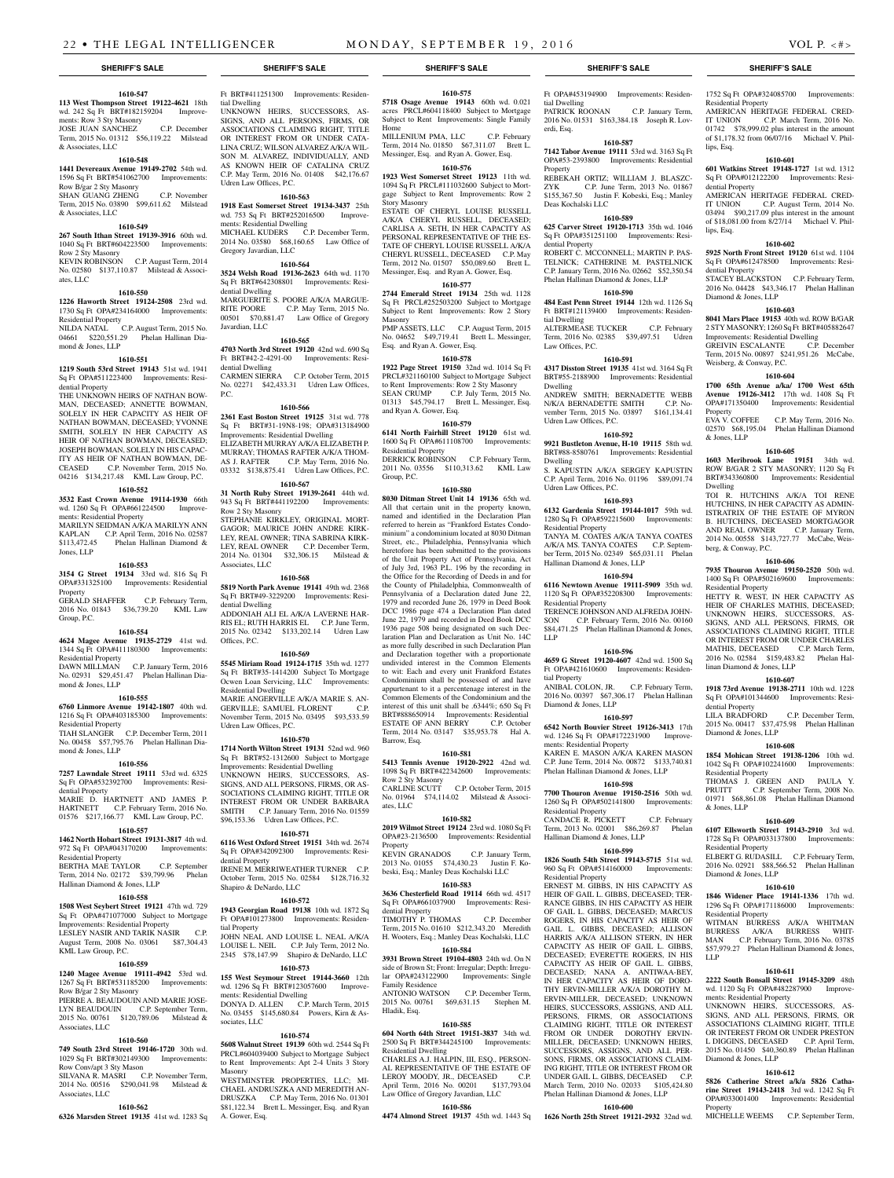**1610-547**

**113 West Thompson Street 19122-4621** 18th wd. 242 Sq Ft BRT#182159204 Improvements: Row 3 Sty Masonry

JOSE JUAN SANCHEZ C.P. December Term, 2015 No. 01312 $56,119.22 Milstead & Associates, LLC

**1610-548**

**1441 Devereaux Avenue 19149-2702** 54th wd. 1596 Sq Ft BRT#541062700 Improvements: Row B/gar 2 Sty Masonry

SHAN GUANG ZHENG C.P. November Term, 2015 No. 03890 $99,611.62 Milstead & Associates, LLC

**1610-549**

**267 South Ithan Street 19139-3916** 60th wd. 1040 Sq Ft BRT#604223500 Improvements: Row 2 Sty Masonry

KEVIN ROBINSON C.P. August Term, 2014 No. 02580 $137,110.87 Milstead & Associates, LLC

**1610-550**

**1226 Haworth Street 19124-2508** 23rd wd. 1730 Sq Ft OPA#234164000 Improvements: Residential Property

NILDA NATAL C.P. August Term, 2015 No. 04661 $220,551.29 Phelan Hallinan Diamond & Jones, LLP

**1610-551**

**1219 South 53rd Street 19143** 51st wd. 1941 Sq Ft OPA#511223400 Improvements: Residential Property

THE UNKNOWN HEIRS OF NATHAN BOWMAN, DECEASED; ANNETTE BOWMAN, SOLELY IN HER CAPACITY AS HEIR OF NATHAN BOWMAN, DECEASED; YVONNE SMITH, SOLELY IN HER CAPACITY AS HEIR OF NATHAN BOWMAN, DECEASED; JOSEPH BOWMAN, SOLELY IN HIS CAPACITY AS HEIR OF NATHAN BOWMAN, DECEASED C.P. November Term, 2015 No. 04216 $134,217.48 KML Law Group, P.C.

**1610-552**

**3532 East Crown Avenue 19114-1930** 66th wd. 1260 Sq Ft OPA#661224500 Improvements: Residential Property

MARILYN SEIDMAN A/K/A MARILYN ANN KAPLAN C.P. April Term, 2016 No. 02587 $113,472.45 Phelan Hallinan Diamond & Jones, LLP

**1610-553**

**3154 G Street 19134** 33rd wd. 816 Sq Ft OPA#331325100 Improvements: Residential Property

GERALD SHAFFER C.P. February Term, 2016 No. 01843 $36,739.20 KML Law Group, P.C.

**1610-554**

**4624 Magee Avenue 19135-2729** 41st wd. 1344 Sq Ft OPA#411180300 Improvements: Residential Property

DAWN MILLMAN C.P. January Term, 2016 No. 02931 $29,451.47 Phelan Hallinan Diamond & Jones, LLP

**1610-555**

**6760 Linmore Avenue 19142-1807** 40th wd. 1216 Sq Ft OPA#403185300 Improvements: Residential Property

TIAH SLANGER C.P. December Term, 2011 No. 00458 $57,795.76 Phelan Hallinan Diamond & Jones, LLP

**1610-556**

**7257 Lawndale Street 19111** 53rd wd. 6325 Sq Ft OPA#532392700 Improvements: Residential Property

MARIE D. HARTNETT AND JAMES P. HARTNETT C.P. February Term, 2016 No. 01576 $217,166.77 KML Law Group, P.C.

**1610-557**

**1462 North Hobart Street 19131-3817** 4th wd. 972 Sq Ft OPA#043170200 Improvements: Residential Property

BERTHA MAE TAYLOR C.P. September Term, 2014 No. 02172 $39,799.96 Phelan Hallinan Diamond & Jones, LLP

**1610-558**

**1508 West Seybert Street 19121** 47th wd. 729 Sq Ft OPA#471077000 Subject to Mortgage Improvements: Residential Property

LESLEY NASIR AND TARIK NASIR C.P. August Term, 2008 No. 03061 $87,304.43 KML Law Group, P.C.

**1610-559**

**1240 Magee Avenue 19111-4942** 53rd wd. 1267 Sq Ft BRT#531185200 Improvements: Row B/gar 2 Sty Masonry

PIERRE A. BEAUDOUIN AND MARIE JOSELYN BEAUDOUIN C.P. September Term, 2015 No. 00761 $120,789.06 Milstead & Associates, LLC

**1610-560**

**749 South 23rd Street 19146-1720** 30th wd. 1029 Sq Ft BRT#302149300 Improvements: Row Conv/apt 3 Sty Mason

SILVANA R. MASRI C.P. November Term, 2014 No. 00516 $290,041.98 Milstead & Associates, LLC

**1610-562**

**6326 Marsden Street 19135** 41st wd. 1283 Sq Ft BRT#411251300 Improvements: Residential Dwelling

UNKNOWN HEIRS, SUCCESSORS, ASSIGNS, AND ALL PERSONS, FIRMS, OR ASSOCIATIONS CLAIMING RIGHT, TITLE OR INTEREST FROM OR UNDER CATALINA CRUZ; WILSON ALVAREZ A/K/A WILSON M. ALVAREZ, INDIVIDUALLY, AND AS KNOWN HEIR OF CATALINA CRUZ C.P. May Term, 2016 No. 01408 $42,176.67 Udren Law Offices, P.C.

**1610-563**

**1918 East Somerset Street 19134-3437** 25th wd. 753 Sq Ft BRT#252016500 Improvements: Residential Dwelling

MICHAEL KUDERS C.P. December Term, 2014 No. 03580 $68,160.65 Law Office of Gregory Javardian, LLC

**1610-564**

**3524 Welsh Road 19136-2623** 64th wd. 1170 Sq Ft BRT#642308801 Improvements: Residential Dwelling

MARGUERITE S. POORE A/K/A MARGUERITE POORE C.P. May Term, 2015 No. 00501 $70,881.47 Law Office of Gregory Javardian, LLC

**1610-565**

**4703 North 3rd Street 19120** 42nd wd. 690 Sq Ft BRT#42-2-4291-00 Improvements: Residential Dwelling

CARMEN SIERRA C.P. October Term, 2015 No. 02271 $42,433.31 Udren Law Offices, P.C.

**1610-566**

**2361 East Boston Street 19125** 31st wd. 778 Sq Ft BRT#31-19N8-198; OPA#313184900 Improvements: Residential Dwelling

ELIZABETH MURRAY A/K/A ELIZABETH P. MURRAY; THOMAS RAFTER A/K/A THOMAS J. RAFTER C.P. May Term, 2016 No. 03332 $138,875.41 Udren Law Offices, P.C.

**1610-567**

**31 North Ruby Street 19139-2641** 44th wd. 943 Sq Ft BRT#441192200 Improvements: Row 2 Sty Masonry

STEPHANIE KIRKLEY, ORIGINAL MORTGAGOR; MAURICE JOHN ANDRE KIRKLEY, REAL OWNER; TINA SABRINA KIRKLEY, REAL OWNER C.P. December Term, 2014 No. 01304 $32,306.15 Milstead & Associates, LLC

**1610-568**

**5819 North Park Avenue 19141** 49th wd. 2368 Sq Ft BRT#49-3229200 Improvements: Residential Dwelling

ADDONIAH ALI EL A/K/A LAVERNE HARRIS EL; RUTH HARRIS EL C.P. June Term, 2015 No. 02342 $133,202.14 Udren Law Offices, P.C.

**1610-569**

**5545 Miriam Road 19124-1715** 35th wd. 1277 Sq Ft BRT#35-1414200 Subject To Mortgage Ocwen Loan Servicing, LLC Improvements: Residential Dwelling

MARIE ANGERVILLE A/K/A MARIE S. ANGERVILLE; SAMUEL FLORENT C.P. November Term, 2015 No. 03495 $93,533.59 Udren Law Offices, P.C.

**1610-570**

**1714 North Wilton Street 19131** 52nd wd. 960 Sq Ft BRT#52-1312600 Subject to Mortgage Improvements: Residential Dwelling

UNKNOWN HEIRS, SUCCESSORS, ASSIGNS, AND ALL PERSONS, FIRMS, OR ASSOCIATIONS CLAIMING RIGHT, TITLE OR INTEREST FROM OR UNDER BARBARA SMITH C.P. January Term, 2016 No. 01559 $96,153.36 Udren Law Offices, P.C.

**1610-571**

**6116 West Oxford Street 19151** 34th wd. 2674 Sq Ft OPA#342092300 Improvements: Residential Property

IRENE M. MERRIWEATHER TURNER C.P. October Term, 2015 No. 02584 $128,716.32 Shapiro & DeNardo, LLC

**1610-572**

**1943 Georgian Road 19138** 10th wd. 1872 Sq Ft OPA#101273800 Improvements: Residential Property

JOHN NEAL AND LOUISE L. NEAL A/K/A LOUISE L. NEIL C.P. July Term, 2012 No. 2345 $78,147.99 Shapiro & DeNardo, LLC

**1610-573**

**155 West Seymour Street 19144-3660** 12th wd. 1296 Sq Ft BRT#123057600 Improvements: Residential Dwelling

DONYA D. ALLEN C.P. March Term, 2015 No. 03455 $145,680.84 Powers, Kirn & Associates, LLC

**1610-574**

**5608 Walnut Street 19139** 60th wd. 2544 Sq Ft PRCL#604039400 Subject to Mortgage Subject to Rent Improvements: Apt 2-4 Units 3 Story Masonry

WESTMINSTER PROPERTIES, LLC; MICHAEL ANDRUSZKA AND MEREDITH ANDRUSZKA C.P. May Term, 2016 No. 01301 $81,122.34 Brett L. Messinger, Esq. and Ryan A. Gower, Esq.

**1610-575**

**5718 Osage Avenue 19143** 60th wd. 0.021 acres PRCL#604118400 Subject to Mortgage Subject to Rent Improvements: Single Family Home

MILLENNIUM PMA, LLC C.P. February Term, 2014 No. 01850 $67,311.07 Brett L. Messinger, Esq. and Ryan A. Gower, Esq.

**1610-576**

**1923 West Somerset Street 19123** 11th wd. 1094 Sq Ft PRCL#111032600 Subject to Mortgage Subject to Rent Improvements: Row 2 Story Masonry

ESTATE OF CHERYL LOUISE RUSSELL A/K/A CHERYL RUSSELL, DECEASED; CARLISA A. SETH, IN HER CAPACITY AS PERSONAL REPRESENTATIVE OF THE ESTATE OF CHERYL LOUISE RUSSELL A/K/A CHERYL RUSSELL, DECEASED C.P. May Term, 2012 No. 01507 $50,089.60 Brett L. Messinger, Esq. and Ryan A. Gower, Esq.

**1610-577**

**2744 Emerald Street 19134** 25th wd. 1128 Sq Ft PRCL#252503200 Subject to Mortgage Subject to Rent Improvements: Row 2 Story Masonry

PMP ASSETS, LLC C.P. August Term, 2015 No. 04652 $49,719.41 Brett L. Messinger, Esq. and Ryan A. Gower, Esq.

**1610-578**

**1922 Page Street 19150** 32nd wd. 1014 Sq Ft PRCL#321160100 Subject to Mortgage Subject to Rent Improvements: Row 2 Sty Masonry

SEAN CRUMP C.P. July Term, 2015 No. 01313 $45,794.17 Brett L. Messinger, Esq. and Ryan A. Gower, Esq.

**1610-579**

**6141 North Fairhill Street 19120** 61st wd. 1600 Sq Ft OPA#611108700 Improvements: Residential Property

DERRICK ROBINSON C.P. February Term, 2011 No. 03556 $110,313.62 KML Law Group, P.C.

**1610-580**

**8030 Ditman Street Unit 14 19136** 65th wd. All that certain unit in the property known, named and identified in the Declaration Plan referred to herein as "Frankford Estates Condominium" a condominium located at 8030 Ditman Street, etc., Philadelphia, Pennsylvania which heretofore has been submitted to the provisions of the Unit Property Act of Pennsylvania, Act of July 3rd, 1963 P.L. 196 by the recording in the Office for the Recording of Deeds in and for the County of Philadelphia, Commonwealth of Pennsylvania of a Declaration dated June 22, 1979 and recorded June 26, 1979 in Deed Book DCC 1986 page 474 a Declaration Plan dated June 22, 1979 and recorded in Deed Book DCC 1936 page 508 being designated on such Declaration Plan and Declaration as Unit No. 14C as more fully described in such Declaration Plan and Declaration together with a proportionate undivided interest in the Common Elements to wit: Each and every unit Frankford Estates Condominium shall be possessed of and have appurtenant to it a percentenage interest in the Common Elements of the Condominium and the interest of this unit shall be .6344%; 650 Sq Ft BRT#888650914 Improvements: Residential ESTATE OF ANN BERRY C.P. October Term, 2014 No. 03147 $35,953.78 Hal A. Barrow, Esq.

**1610-581**

**5413 Tennis Avenue 19120-2922** 42nd wd. 1098 Sq Ft BRT#422342600 Improvements: Row 2 Sty Masonry

CARLINE SCUTT C.P. October Term, 2015 No. 01964 $74,114.02 Milstead & Associates, LLC

**1610-582**

**2019 Wilmot Street 19124** 23rd wd. 1080 Sq Ft OPA#23-2136500 Improvements: Residential Property

KEVIN GRANADOS C.P. January Term, 2013 No. 01055 $74,430.23 Justin F. Kobeski, Esq.; Manley Deas Kochalski LLC

**1610-583**

**3636 Chesterfield Road 19114** 66th wd. 4517 Sq Ft OPA#661037900 Improvements: Residential Property

TIMOTHY P. THOMAS C.P. December Term, 2015 No. 01610 $212,343.20 Meredith H. Wooters, Esq.; Manley Deas Kochalski, LLC

**1610-584**

**3931 Brown Street 19104-4803** 24th wd. On N side of Brown St; Front: Irregular; Depth: Irregular OPA#243122900 Improvements: Single Family Residence

ANTONIO WATSON C.P. December Term, 2015 No. 00761 $69,631.15 Stephen M. Hladik, Esq.

**1610-585**

**604 North 64th Street 19151-3837** 34th wd. 2500 Sq Ft BRT#344245100 Improvements: Residential Dwelling

CHARLES A.J. HALPIN, III, ESQ., PERSONAL REPRESENTATIVE OF THE ESTATE OF LEROY MOODY, JR., DECEASED C.P. April Term, 2016 No. 00201 $137,793.04 Law Office of Gregory Javardian, LLC

**1610-586**

**4474 Almond Street 19137** 45th wd. 1443 Sq Ft OPA#453194900 Improvements: Residential Dwelling

PATRICK ROONAN C.P. January Term, 2016 No. 01531 $163,384.18 Joseph R. Loverdi, Esq.

**1610-587**

**7142 Tabor Avenue 19111** 53rd wd. 3163 Sq Ft OPA#53-2393800 Improvements: Residential Property

REBEKAH ORTIZ; WILLIAM J. BLASZCZYK C.P. June Term, 2013 No. 01867 $155,367.50 Justin F. Kobeski, Esq.; Manley Deas Kochalski LLC

**1610-589**

**625 Carver Street 19120-1713** 35th wd. 1046 Sq Ft OPA#351251100 Improvements: Residential Property

ROBERT C. MCCONNELL; MARTIN P. PASTELNICK; CATHERINE M. PASTELNICK C.P. January Term, 2016 No. 02662 $52,350.54 Phelan Hallinan Diamond & Jones, LLP

**1610-590**

**484 East Penn Street 19144** 12th wd. 1126 Sq Ft BRT#121139400 Improvements: Residential Dwelling

ALTERNEASE TUCKER C.P. February Term, 2016 No. 02385 $39,497.51 Udren Law Offices, P.C.

**1610-591**

**4317 Disston Street 19135** 41st wd. 3164 Sq Ft BRT#55-2188900 Improvements: Residential Dwelling

ANDREW SMITH; BERNADETTE WEBB N/K/A BERNADETTE SMITH C.P. November Term, 2015 No. 03897 $161,134.41 Udren Law Offices, P.C.

**1610-592**

**9921 Bustleton Avenue, H-10 19115** 58th wd. BRT#88-8580761 Improvements: Residential Dwelling

S. KAPUSTIN A/K/A SERGEY KAPUSTIN C.P. April Term, 2016 No. 01196 $89,091.74 Udren Law Offices, P.C.

**1610-593**

**6132 Gardenia Street 19144-1017** 59th wd. 1280 Sq Ft OPA#592215600 Improvements: Residential Property

TANYA M. COATES A/K/A TANYA COATES A/K/A MS. TANYA COATES C.P. September Term, 2015 No. 02349 $65,031.11 Phelan Hallinan Diamond & Jones, LLP

**1610-594**

**6116 Newtown Avenue 19111-5909** 35th wd. 1120 Sq Ft OPA#352208300 Improvements: Residential Property

TERENCE JOHNSON AND ALFREDA JOHNSON C.P. February Term, 2016 No. 00160 $84,471.25 Phelan Hallinan Diamond & Jones, LLP

**1610-596**

**4659 G Street 19120-4607** 42nd wd. 1500 Sq Ft OPA#421610600 Improvements: Residential Property

ANIBAL COLON, JR. C.P. February Term, 2016 No. 00397 $67,306.17 Phelan Hallinan Diamond & Jones, LLP

**1610-597**

**6542 North Bouvier Street 19126-3413** 17th wd. 1246 Sq Ft OPA#172231900 Improvements: Residential Property

KAREN E. MASON A/K/A KAREN MASON C.P. June Term, 2014 No. 00872 $133,740.81 Phelan Hallinan Diamond & Jones, LLP

**1610-598**

**7700 Thouron Avenue 19150-2516** 50th wd. 1260 Sq Ft OPA#502141800 Improvements: Residential Property

CANDACE R. PICKETT C.P. February Term, 2013 No. 02001 $86,269.87 Phelan Hallinan Diamond & Jones, LLP

**1610-599**

**1826 South 54th Street 19143-5715** 51st wd. 960 Sq Ft OPA#514160000 Improvements: Residential Property

ERNEST M. GIBBS, IN HIS CAPACITY AS HEIR OF GAIL L. GIBBS, DECEASED; TERRANCE GIBBS, IN HIS CAPACITY AS HEIR OF GAIL L. GIBBS, DECEASED; MARCUS ROGERS, IN HIS CAPACITY AS HEIR OF GAIL L. GIBBS, DECEASED; ALLISON HARRIS A/K/A ALLISON STERN, IN HER CAPACITY AS HEIR OF GAIL L. GIBBS, DECEASED; EVERETTE ROGERS, IN HIS CAPACITY AS HEIR OF GAIL L. GIBBS, DECEASED; NANA A. ANTIWAA-BEY, IN HER CAPACITY AS HEIR OF DOROTHY ERVIN-MILLER A/K/A DOROTHY M. ERVIN-MILLER, DECEASED; UNKNOWN HEIRS, SUCCESSORS, ASSIGNS, AND ALL PERSONS, FIRMS, OR ASSOCIATIONS CLAIMING RIGHT, TITLE OR INTEREST FROM OR UNDER DOROTHY ERVIN-MILLER, DECEASED; UNKNOWN HEIRS, SUCCESSORS, ASSIGNS, AND ALL PERSONS, FIRMS, OR ASSOCIATIONS CLAIMING RIGHT, TITLE OR INTEREST FROM OR UNDER GAIL L. GIBBS, DECEASED C.P. March Term, 2010 No. 02033 $105,424.80 Phelan Hallinan Diamond & Jones, LLP

**1610-600**

**1626 North 25th Street 19121-2932** 32nd wd. 1752 Sq Ft OPA#324085700 Improvements: Residential Property

AMERICAN HERITAGE FEDERAL CREDIT UNION C.P. March Term, 2016 No. 01742 $78,999.02 plus interest in the amount of $1,178.32 from 06/07/16 Michael V. Phillips, Esq.

**1610-601**

**601 Watkins Street 19148-1727** 1st wd. 1312 Sq Ft OPA#012122200 Improvements: Residential Property

AMERICAN HERITAGE FEDERAL CREDIT UNION C.P. August Term, 2014 No. 03494 $90,217.09 plus interest in the amount of $18,081.00 from 8/27/14 Michael V. Phillips, Esq.

**1610-602**

**5925 North Front Street 19120** 61st wd. 1104 Sq Ft OPA#612478500 Improvements: Residential Property

STACEY BLACKSTON C.P. February Term, 2016 No. 04428 $43,346.17 Phelan Hallinan Diamond & Jones, LLP

**1610-603**

**8041 Mars Place 19153** 40th wd. ROW B/GAR 2 STY MASONRY; 1260 Sq Ft BRT#405882647 Improvements: Residential Dwelling

GREIVIN ESCALANTE C.P. December Term, 2015 No. 00897 $241,951.26 McCabe, Weisberg, & Conway, P.C.

**1610-604**

**1700 65th Avenue a/k/a/ 1700 West 65th Avenue 19126-3412** 17th wd. 1408 Sq Ft OPA#171350400 Improvements: Residential Property

EVA V. COFFEE C.P. May Term, 2016 No. 02570 $68,195.04 Phelan Hallinan Diamond & Jones, LLP

**1610-605**

**1603 Meribrook Lane 19151** 34th wd. ROW B/GAR 2 STY MASONRY; 1120 Sq Ft BRT#343360800 Improvements: Residential Dwelling

TOI R. HUTCHINS A/K/A TOI RENE HUTCHINS, IN HER CAPACITY AS ADMINISTRATRIX OF THE ESTATE OF MYRON B. HUTCHINS, DECEASED MORTGAGOR AND REAL OWNER C.P. January Term, 2014 No. 00558 $143,727.77 McCabe, Weisberg, & Conway, P.C.

**1610-606**

**7935 Thouron Avenue 19150-2520** 50th wd. 1400 Sq Ft OPA#502169600 Improvements: Residential Property

HETTY R. WEST, IN HER CAPACITY AS HEIR OF CHARLES MATHIS, DECEASED; UNKNOWN HEIRS, SUCCESSORS, ASSIGNS, AND ALL PERSONS, FIRMS, OR ASSOCIATIONS CLAIMING RIGHT, TITLE OR INTEREST FROM OR UNDER CHARLES MATHIS, DECEASED C.P. March Term, 2016 No. 02584 $159,483.82 Phelan Hallinan Diamond & Jones, LLP

**1610-607**

**1918 73rd Avenue 19138-2711** 10th wd. 1228 Sq Ft OPA#101344600 Improvements: Residential Property

LILA BRADFORD C.P. December Term, 2015 No. 00417 $37,475.98 Phelan Hallinan Diamond & Jones, LLP

**1610-608**

**1854 Mohican Street 19138-1206** 10th wd. 1042 Sq Ft OPA#102241600 Improvements: Residential Property

THOMAS J. GREEN AND PAULA Y. PRUITT C.P. September Term, 2008 No. 01971 $68,861.08 Phelan Hallinan Diamond & Jones, LLP

**1610-609**

**6107 Ellsworth Street 19143-2910** 3rd wd. 1728 Sq Ft OPA#033137800 Improvements: Residential Property

ELBERT G. RUDASILL C.P. February Term, 2016 No. 02921 $88,566.52 Phelan Hallinan Diamond & Jones, LLP

**1610-610**

**1846 Widener Place 19141-1336** 17th wd. 1296 Sq Ft OPA#171186000 Improvements: Residential Property

WITMAN BURRESS A/K/A WHITMAN BURRESS A/K/A BURRESS WHITMAN C.P. February Term, 2016 No. 03785 $57,979.27 Phelan Hallinan Diamond & Jones, LLP

**1610-611**

**2222 South Bonsall Street 19145-3209** 48th wd. 1120 Sq Ft OPA#482287900 Improvements: Residential Property

UNKNOWN HEIRS, SUCCESSORS, ASSIGNS, AND ALL PERSONS, FIRMS, OR ASSOCIATIONS CLAIMING RIGHT, TITLE OR INTEREST FROM OR UNDER PRESTON L DIGGINS, DECEASED C.P. April Term, 2015 No. 01450 $40,360.89 Phelan Hallinan Diamond & Jones, LLP

**1610-612**

**5826 Catherine Street a/k/a 5826 Catharine Street 19143-2418** 3rd wd. 1242 Sq Ft OPA#033001400 Improvements: Residential Property

MICHELLE WEEMS C.P. September Term,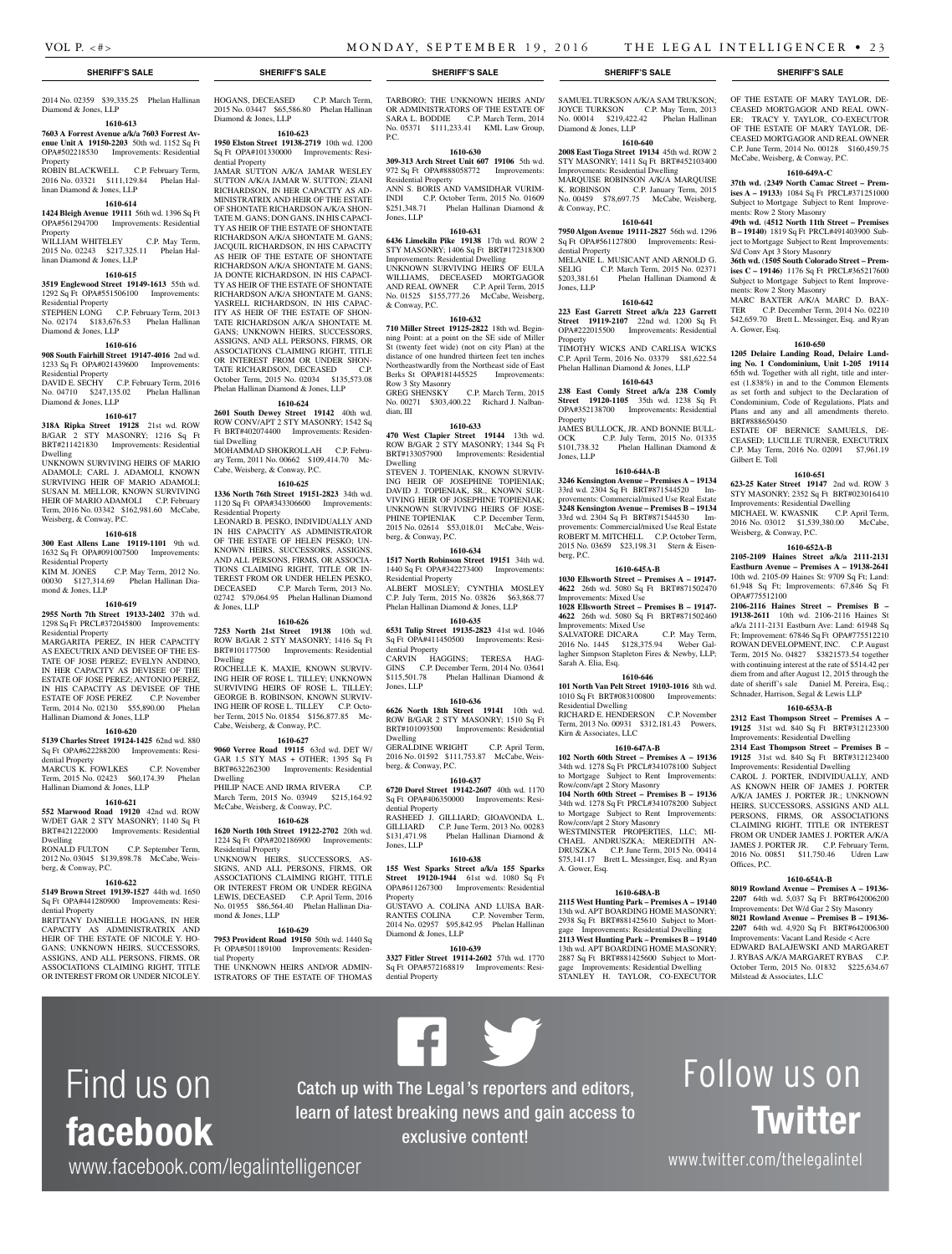2014 No. 02359 $39,335.25 Phelan Hallinan Diamond & Jones, LLP

**1610-613**

**7603 A Forrest Avenue a/k/a 7603 Forrest Avenue Unit A 19150-2203** 50th wd. 1152 Sq Ft OPA#502218530 Improvements: Residential Property

ROBIN BLACKWELL C.P. February Term, 2016 No. 03321 $111,129.84 Phelan Hallinan Diamond & Jones, LLP

**1610-614**

**1424 Bleigh Avenue 19111** 56th wd. 1396 Sq Ft OPA#561294700 Improvements: Residential Property

WILLIAM WHITELEY C.P. May Term, 2015 No. 02243 $217,325.11 Phelan Hallinan Diamond & Jones, LLP

**1610-615**

**3519 Englewood Street 19149-1613** 55th wd. 1292 Sq Ft OPA#551506100 Improvements: Residential Property

STEPHEN LONG C.P. February Term, 2013 No. 02174 $183,676.53 Phelan Hallinan Diamond & Jones, LLP

**1610-616**

**908 South Fairhill Street 19147-4016** 2nd wd. 1233 Sq Ft OPA#021439600 Improvements: Residential Property

DAVID E. SECHY C.P. February Term, 2016 No. 04710 $247,135.02 Phelan Hallinan Diamond & Jones, LLP

**1610-617**

**318A Ripka Street 19128** 21st wd. ROW B/GAR 2 STY MASONRY; 1216 Sq Ft BRT#211421830 Improvements: Residential Dwelling

UNKNOWN SURVIVING HEIRS OF MARIO ADAMOLI; CARL J. ADAMOLI, KNOWN SURVIVING HEIR OF MARIO ADAMOLI; SUSAN M. MELLOR, KNOWN SURVIVING HEIR OF MARIO ADAMOLI C.P. February Term, 2016 No. 03342 $162,981.60 McCabe, Weisberg, & Conway, P.C.

**1610-618**

**300 East Allens Lane 19119-1101** 9th wd. 1632 Sq Ft OPA#091007500 Improvements: Residential Property

KIM M. JONES C.P. May Term, 2012 No. 00030 $127,314.69 Phelan Hallinan Diamond & Jones, LLP

**1610-619**

**2955 North 7th Street 19133-2402** 37th wd. 1298 Sq Ft PRCL#372045800 Improvements: Residential Property

MARGARITA PEREZ, IN HER CAPACITY AS EXECUTRIX AND DEVISEE OF THE ESTATE OF JOSE PEREZ; EVELYN ANDINO, IN HER CAPACITY AS DEVISEE OF THE ESTATE OF JOSE PEREZ; ANTONIO PEREZ, IN HIS CAPACITY AS DEVISEE OF THE ESTATE OF JOSE PEREZ C.P. November Term, 2014 No. 02130 $55,890.00 Phelan Hallinan Diamond & Jones, LLP

**1610-620**

**5139 Charles Street 19124-1425** 62nd wd. 880 Sq Ft OPA#622288200 Improvements: Residential Property

MARCUS K. FOWLKES C.P. November Term, 2015 No. 02423 $60,174.39 Phelan Hallinan Diamond & Jones, LLP

**1610-621**

**552 Marwood Road 19120** 42nd wd. ROW W/DET GAR 2 STY MASONRY; 1140 Sq Ft BRT#421222000 Improvements: Residential Dwelling

RONALD FULTON C.P. September Term, 2012 No. 03045 $139,898.78 McCabe, Weisberg, & Conway, P.C.

**1610-622**

**5149 Brown Street 19139-1527** 44th wd. 1650 Sq Ft OPA#441280900 Improvements: Residential Property

BRITTANY DANIELLE HOGANS, IN HER CAPACITY AS ADMINISTRATRIX AND HEIR OF THE ESTATE OF NICOLE Y. HOGANS; UNKNOWN HEIRS, SUCCESSORS, ASSIGNS, AND ALL PERSONS, FIRMS, OR ASSOCIATIONS CLAIMING RIGHT, TITLE OR INTEREST FROM OR UNDER NICOLE Y. HOGANS, DECEASED C.P. March Term, 2015 No. 03447 $65,586.80 Phelan Hallinan Diamond & Jones, LLP

**1610-623**

**1950 Elston Street 19138-2719** 10th wd. 1200 Sq Ft OPA#101330000 Improvements: Residential Property

JAMAR SUTTON A/K/A JAMAR WESLEY SUTTON A/K/A JAMAR W. SUTTON; ZIANI RICHARDSON, IN HER CAPACITY AS ADMINISTRATRIX AND HEIR OF THE ESTATE OF SHONTATE RICHARDSON A/K/A SHONTATE M. GANS; DON GANS, IN HIS CAPACITY AS HEIR OF THE ESTATE OF SHONTATE RICHARDSON A/K/A SHONTATE M. GANS; JACQUIL RICHARDSON, IN HIS CAPACITY AS HEIR OF THE ESTATE OF SHONTATE RICHARDSON A/K/A SHONTATE M. GANS; JA DONTE RICHARDSON, IN HIS CAPACITY AS HEIR OF THE ESTATE OF SHONTATE RICHARDSON A/K/A SHONTATE M. GANS; YASRELL RICHARDSON, IN HIS CAPACITY AS HEIR OF THE ESTATE OF SHONTATE RICHARDSON A/K/A SHONTATE M. GANS; UNKNOWN HEIRS, SUCCESSORS, ASSIGNS, AND ALL PERSONS, FIRMS, OR ASSOCIATIONS CLAIMING RIGHT, TITLE OR INTEREST FROM OR UNDER SHONTATE RICHARDSON, DECEASED C.P. October Term, 2015 No. 02034 $135,573.08 Phelan Hallinan Diamond & Jones, LLP

**1610-624**

**2601 South Dewey Street 19142** 40th wd. ROW CONV/APT 2 STY MASONRY; 1542 Sq Ft BRT#402074400 Improvements: Residential Dwelling

MOHAMMAD SHOKROLLAH C.P. February Term, 2011 No. 00662 $109,414.70 McCabe, Weisberg, & Conway, P.C.

**1610-625**

**1336 North 76th Street 19151-2823** 34th wd. 1120 Sq Ft OPA#343306600 Improvements: Residential Property

LEONARD B. PESKO, INDIVIDUALLY AND IN HIS CAPACITY AS ADMINISTRATOR OF THE ESTATE OF HELEN PESKO; UNKNOWN HEIRS, SUCCESSORS, ASSIGNS, AND ALL PERSONS, FIRMS, OR ASSOCIATIONS CLAIMING RIGHT, TITLE OR INTEREST FROM OR UNDER HELEN PESKO, DECEASED C.P. March Term, 2013 No. 02742 $79,064.95 Phelan Hallinan Diamond & Jones, LLP

**1610-626**

**7253 North 21st Street 19138** 10th wd. ROW B/GAR 2 STY MASONRY; 1416 Sq Ft BRT#101177500 Improvements: Residential Dwelling

ROCHELLE K. MAXIE, KNOWN SURVIVING HEIR OF ROSE L. TILLEY; UNKNOWN SURVIVING HEIRS OF ROSE L. TILLEY; GEORGE B. ROBINSON, KNOWN SURVIVING HEIR OF ROSE L. TILLEY C.P. October Term, 2015 No. 01854 $156,877.85 McCabe, Weisberg, & Conway, P.C.

**1610-627**

**9060 Verree Road 19115** 63rd wd. DET W/GAR 1.5 STY MAS + OTHER; 1395 Sq Ft BRT#632262300 Improvements: Residential Dwelling

PHILIP NACE AND IRMA RIVERA C.P. March Term, 2015 No. 03949 $215,164.92 McCabe, Weisberg, & Conway, P.C.

**1610-628**

**1620 North 10th Street 19122-2702** 20th wd. 1224 Sq Ft OPA#202186900 Improvements: Residential Property

UNKNOWN HEIRS, SUCCESSORS, ASSIGNS, AND ALL PERSONS, FIRMS, OR ASSOCIATIONS CLAIMING RIGHT, TITLE OR INTEREST FROM OR UNDER REGINA LEWIS, DECEASED C.P. April Term, 2016 No. 01955 $86,564.40 Phelan Hallinan Diamond & Jones, LLP

**1610-629**

**7953 Provident Road 19150** 50th wd. 1440 Sq Ft OPA#501189100 Improvements: Residential Property

THE UNKNOWN HEIRS AND/OR ADMINISTRATORS OF THE ESTATE OF THOMAS TARBORO; THE UNKNOWN HEIRS AND/OR ADMINISTRATORS OF THE ESTATE OF SARA L. BODDIE C.P. March Term, 2014 No. 05371 $111,233.41 KML Law Group, P.C.

**1610-630**

**309-313 Arch Street Unit 607 19106** 5th wd. 972 Sq Ft OPA#888058772 Improvements: Residential Property

ANN S. BORIS AND VAMSIDHAR VURIMINDI C.P. October Term, 2015 No. 01609 $251,348.71 Phelan Hallinan Diamond & Jones, LLP

**1610-631**

**6436 Limekiln Pike 19138** 17th wd. ROW 2 STY MASONRY; 1406 Sq Ft BRT#172318300 Improvements: Residential Dwelling

UNKNOWN SURVIVING HEIRS OF EULA WILLIAMS, DECEASED MORTGAGOR AND REAL OWNER C.P. April Term, 2015 No. 01525 $155,777.26 McCabe, Weisberg, & Conway, P.C.

**1610-632**

**710 Miller Street 19125-2822** 18th wd. Beginning Point: at a point on the SE side of Miller St (twenty feet wide) (not on city Plan) at the distance of one hundred thirteen feet ten inches Northeastwardly from the Northeast side of East Berks St OPA#181445525 Improvements: Row 3 Sty Masonry

GREG SHENSKY C.P. March Term, 2015 No. 00271 $303,400.22 Richard J. Nalbandian, III

**1610-633**

**470 West Clapier Street 19144** 13th wd. ROW B/GAR 2 STY MASONRY; 1344 Sq Ft BRT#133057900 Improvements: Residential Dwelling

STEVEN J. TOPIENIAK, KNOWN SURVIVING HEIR OF JOSEPHINE TOPIENIAK; DAVID J. TOPIENIAK, SR., KNOWN SURVIVING HEIR OF JOSEPHINE TOPIENIAK; UNKNOWN SURVIVING HEIRS OF JOSEPHINE TOPIENIAK C.P. December Term, 2015 No. 02614 $53,018.01 McCabe, Weisberg, & Conway, P.C.

**1610-634**

**1517 North Robinson Street 19151** 34th wd. 1440 Sq Ft OPA#342273400 Improvements: Residential Property

ALBERT MOSLEY; CYNTHIA MOSLEY C.P. July Term, 2015 No. 03826 $63,868.77 Phelan Hallinan Diamond & Jones, LLP

**1610-635**

**6531 Tulip Street 19135-2823** 41st wd. 1046 Sq Ft OPA#411450500 Improvements: Residential Property

CARVIN HAGGINS; TERESA HAGGINS C.P. December Term, 2014 No. 03641 $115,501.78 Phelan Hallinan Diamond & Jones, LLP

**1610-636**

**6626 North 18th Street 19141** 10th wd. ROW B/GAR 2 STY MASONRY; 1510 Sq Ft BRT#101093500 Improvements: Residential Dwelling

GERALDINE WRIGHT C.P. April Term, 2016 No. 01592 $111,753.87 McCabe, Weisberg, & Conway, P.C.

**1610-637**

**6720 Dorel Street 19142-2607** 40th wd. 1170 Sq Ft OPA#406350000 Improvements: Residential Property

RASHEED J. GILLIARD; GIOAVONDA L. GILLIARD C.P. June Term, 2013 No. 00283 $131,471.98 Phelan Hallinan Diamond & Jones, LLP

**1610-638**

**155 West Sparks Street a/k/a 155 Sparks Street 19120-1944** 61st wd. 1080 Sq Ft OPA#611267300 Improvements: Residential Property

GUSTAVO A. COLINA AND LUISA BARRANTES COLINA C.P. November Term, 2014 No. 02957 $95,842.95 Phelan Hallinan Diamond & Jones, LLP

**1610-639**

**3327 Fitler Street 19114-2602** 57th wd. 1770 Sq Ft OPA#572168819 Improvements: Residential Property

SAMUEL TURKSON A/K/A SAM TRUKSON; JOYCE TURKSON C.P. May Term, 2013 No. 00014 $219,422.42 Phelan Hallinan Diamond & Jones, LLP

**1610-640**

**2008 East Tioga Street 19134** 45th wd. ROW 2 STY MASONRY; 1411 Sq Ft BRT#452103400 Improvements: Residential Dwelling

MARQUISE ROBINSON A/K/A MARQUISE K. ROBINSON C.P. January Term, 2015 No. 00459 $78,697.75 McCabe, Weisberg, & Conway, P.C.

**1610-641**

**7950 Algon Avenue 19111-2827** 56th wd. 1296 Sq Ft OPA#561127800 Improvements: Residential Property

MELANIE L. MUSICANT AND ARNOLD G. SELIG C.P. March Term, 2015 No. 02371 $203,381.61 Phelan Hallinan Diamond & Jones, LLP

**1610-642**

**223 East Garrett Street a/k/a 223 Garrett Street 19119-2107** 22nd wd. 1200 Sq Ft OPA#222015500 Improvements: Residential Property

TIMOTHY WICKS AND CARLISA WICKS C.P. April Term, 2016 No. 03379 $81,622.54 Phelan Hallinan Diamond & Jones, LLP

**1610-643**

**238 East Comly Street a/k/a 238 Comly Street 19120-1105** 35th wd. 1238 Sq Ft OPA#352138700 Improvements: Residential Property

JAMES BULLOCK, JR. AND BONNIE BULLOCK C.P. July Term, 2015 No. 01335 $101,738.32 Phelan Hallinan Diamond & Jones, LLP

**1610-644A-B**

**3246 Kensington Avenue – Premises A – 19134** 33rd wd. 2304 Sq Ft BRT#871544520 Improvements: Commercial/mixed Use Real Estate

**3248 Kensington Avenue – Premises B – 19134** 33rd wd. 2304 Sq Ft BRT#871544530 Improvements: Commercial/mixed Use Real Estate

ROBERT M. MITCHELL C.P. October Term, 2015 No. 03659 $23,198.31 Stern & Eisenberg, P.C.

**1610-645A-B**

**1030 Ellsworth Street – Premises A – 19147-4622** 26th wd. 5080 Sq Ft BRT#871502470 Improvements: Mixed Use

**1028 Ellsworth Street – Premises B – 19147-4622** 26th wd. 5080 Sq Ft BRT#871502460 Improvements: Mixed Use

SALVATORE DICARA C.P. May Term, 2016 No. 1445 $128,375.94 Weber Gallagher Simpson Stapleton Fires & Newby, LLP; Sarah A. Elia, Esq.

**1610-646**

**101 North Van Pelt Street 19103-1016** 8th wd. 1010 Sq Ft BRT#083100800 Improvements: Residential Dwelling

RICHARD E. HENDERSON C.P. November Term, 2013 No. 00931 $312,181.43 Powers, Kirn & Associates, LLC

**1610-647A-B**

**102 North 60th Street – Premises A – 19136** 34th wd. 1278 Sq Ft PRCL#341078100 Subject to Mortgage Subject to Rent Improvements: Row/conv/apt 2 Story Masonry

**104 North 60th Street – Premises B – 19136** 34th wd. 1278 Sq Ft PRCL#341078200 Subject to Mortgage Subject to Rent Improvements: Row/conv/apt 2 Story Masonry

WESTMINSTER PROPERTIES, LLC; MICHAEL ANDRUSZKA; MEREDITH ANDRUSZKA C.P. June Term, 2015 No. 00414 $75,141.17 Brett L. Messinger, Esq. and Ryan A. Gower, Esq.

**1610-648A-B**

**2115 West Hunting Park – Premises A – 19140** 13th wd. APT BOARDING HOME MASONRY; 2938 Sq Ft BRT#881425610 Subject to Mortgage Improvements: Residential Dwelling

**2113 West Hunting Park – Premises B – 19140** 13th wd. APT BOARDING HOME MASONRY; 2887 Sq Ft BRT#881425600 Subject to Mortgage Improvements: Residential Dwelling

STANLEY H. TAYLOR, CO-EXECUTOR OF THE ESTATE OF MARY TAYLOR, DECEASED MORTGAGOR AND REAL OWNER; TRACY Y. TAYLOR, CO-EXECUTOR OF THE ESTATE OF MARY TAYLOR, DECEASED MORTGAGOR AND REAL OWNER C.P. June Term, 2014 No. 00128 $160,459.75 McCabe, Weisberg, & Conway, P.C.

**1610-649A-C**

**37th wd.** (**2349 North Camac Street – Premises A – 19133**) 1084 Sq Ft PRCL#371251000 Subject to Mortgage Subject to Rent Improvements: Row 2 Story Masonry

**49th wd.** (**4512 North 11th Street – Premises B – 19140**) 1819 Sq Ft PRCL#491403900 Subject to Mortgage Subject to Rent Improvements: S/d Conv Apt 3 Story Masonry

**36th wd.** (**1505 South Colorado Street – Premises C – 19146**) 1176 Sq Ft PRCL#365217600 Subject to Mortgage Subject to Rent Improvements: Row 2 Story Masonry

MARC BAXTER A/K/A MARC D. BAXTER C.P. December Term, 2014 No. 02210 $42,659.70 Brett L. Messinger, Esq. and Ryan A. Gower, Esq.

**1610-650**

**1205 Delaire Landing Road, Delaire Landing No. 1 Condominium, Unit 1-205 19114** 65th wd. Together with all right, title and interest (1.838%) in and to the Common Elements as set forth and subject to the Declaration of Condominium, Code of Regulations, Plats and Plans and any and all amendments thereto. BRT#888650450

ESTATE OF BERNICE SAMUELS, DECEASED; LUCILLE TURNER, EXECUTRIX C.P. May Term, 2016 No. 02091 $7,961.19 Gilbert E. Toll

**1610-651**

**623-25 Kater Street 19147** 2nd wd. ROW 3 STY MASONRY; 2352 Sq Ft BRT#023016410 Improvements: Residential Dwelling

MICHAEL W. KWASNIK C.P. April Term, 2016 No. 03012 $1,539,380.00 McCabe, Weisberg, & Conway, P.C.

**1610-652A-B**

**2105-2109 Haines Street a/k/a 2111-2131 Eastburn Avenue – Premises A – 19138-2641** 10th wd. 2105-09 Haines St: 9709 Sq Ft; Land: 61,948 Sq Ft; Improvements: 67,846 Sq Ft OPA#775512100

**2106-2116 Haines Street – Premises B – 19138-2611** 10th wd. 2106-2116 Haines St a/k/a 2111-2131 Eastburn Ave: Land: 61948 Sq Ft; Improvement: 67846 Sq Ft OPA#775512210 ROWAN DEVELOPMENT, INC. C.P. August Term, 2015 No. 04827 $3821573.54 together with continuing interest at the rate of $514.42 per diem from and after August 12, 2015 through the date of sheriff's sale Daniel M. Pereira, Esq.; Schnader, Harrison, Segal & Lewis LLP

**1610-653A-B**

**2312 East Thompson Street – Premises A – 19125** 31st wd. 840 Sq Ft BRT#312123300 Improvements: Residential Dwelling

**2314 East Thompson Street – Premises B – 19125** 31st wd. 840 Sq Ft BRT#312123400 Improvements: Residential Dwelling

CAROL J. PORTER, INDIVIDUALLY, AND AS KNOWN HEIR OF JAMES J. PORTER A/K/A JAMES J. PORTER JR.; UNKNOWN HEIRS, SUCCESSORS, ASSIGNS AND ALL PERSONS, FIRMS, OR ASSOCIATIONS CLAIMING RIGHT, TITLE OR INTEREST FROM OR UNDER JAMES J. PORTER A/K/A JAMES J. PORTER JR. C.P. February Term, 2016 No. 00851 $11,750.46 Udren Law Offices, P.C.

**1610-654A-B**

**8019 Rowland Avenue – Premises A – 19136-2207** 64th wd. 5,037 Sq Ft BRT#642006200 Improvements: Det W/d Gar 2 Sty Masonry

**8021 Rowland Avenue – Premises B – 19136-2207** 64th wd. 4,920 Sq Ft BRT#642006300 Improvements: Vacant Land Reside < Acre

EDWARD BALAJEWSKI AND MARGARET J. RYBAS A/K/A MARGARET RYBAS C.P. October Term, 2015 No. 01832 $225,634.67 Milstead & Associates, LLC

Find us on **facebook**

www.facebook.com/legalintelligencer

Catch up with The Legal's reporters and editors, learn of latest breaking news and gain access to exclusive content!

Follow us on **Twitter**

www.twitter.com/thelegalintel